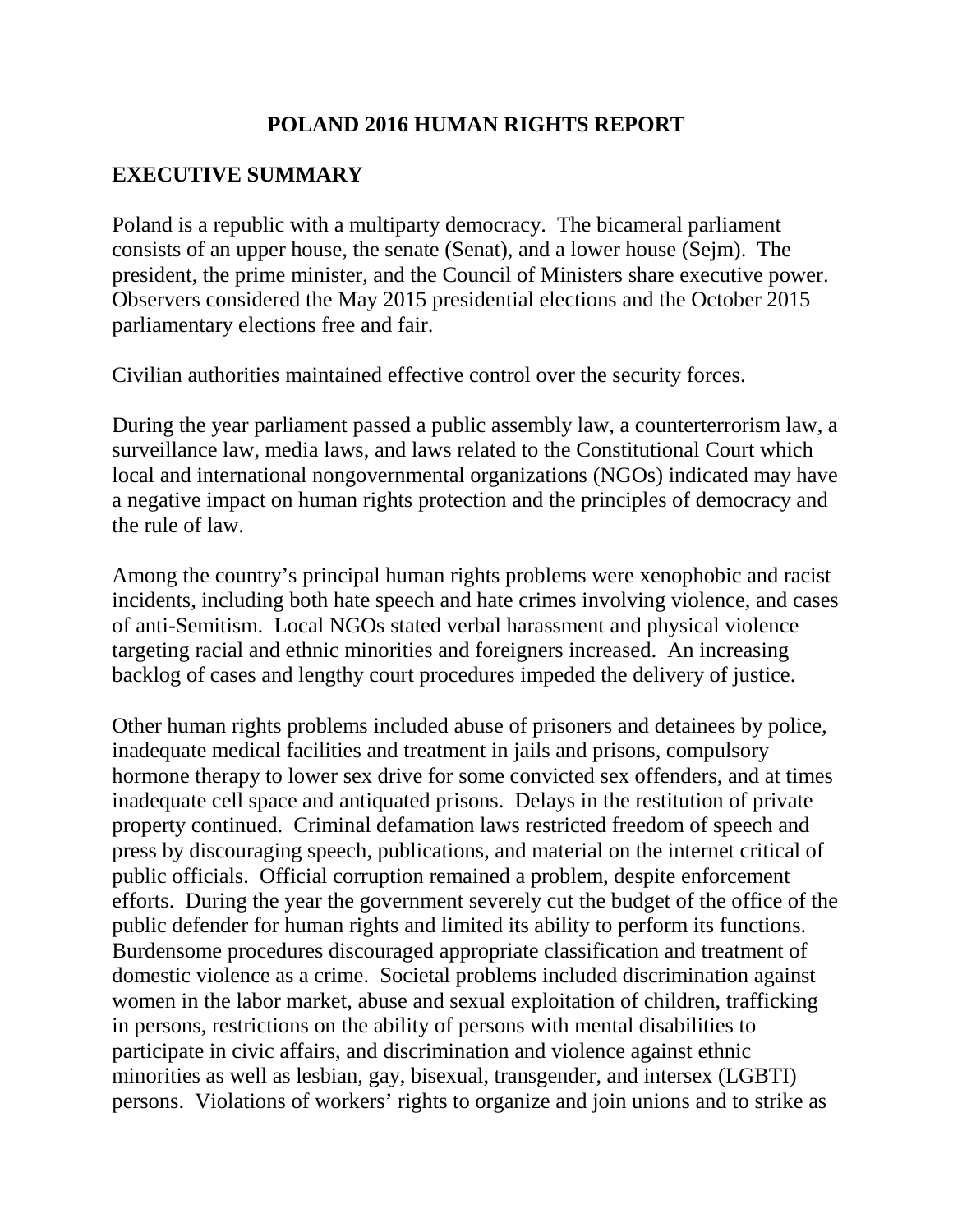# POLAND 2016 HUMAN RIGHTS REPORT

## EXECUTIVE SUMMARY

Poland is a republic with a multiparty democracy. The bicameral parliament consists of an upper house, the senate (Senat), and a lower house (Sejm). The president, the prime minister, and the Council of Ministers share executive power. Observers considered the May 2015 presidential elections and the October 2015 parliamentary elections free and fair.

Civilian authorities maintained effective control over the security forces.

During the year parliament passed a public assembly law, a counterterrorism law, a surveillance law, media laws, and laws related to the Constitutional Court which local and international nongovernmental organizations (NGOs) indicated may have a negative impact on human rights protection and the principles of democracy and the rule of law.

Among the country's principal human rights problems were xenophobic and racist incidents, including both hate speech and hate crimes involving violence, and cases of anti-Semitism. Local NGOs stated verbal harassment and physical violence targeting racial and ethnic minorities and foreigners increased. An increasing backlog of cases and lengthy court procedures impeded the delivery of justice.

Other human rights problems included abuse of prisoners and detainees by police, inadequate medical facilities and treatment in jails and prisons, compulsory hormone therapy to lower sex drive for some convicted sex offenders, and at times inadequate cell space and antiquated prisons. Delays in the restitution of private property continued. Criminal defamation laws restricted freedom of speech and press by discouraging speech, publications, and material on the internet critical of public officials. Official corruption remained a problem, despite enforcement efforts. During the year the government severely cut the budget of the office of the public defender for human rights and limited its ability to perform its functions. Burdensome procedures discouraged appropriate classification and treatment of domestic violence as a crime. Societal problems included discrimination against women in the labor market, abuse and sexual exploitation of children, trafficking in persons, restrictions on the ability of persons with mental disabilities to participate in civic affairs, and discrimination and violence against ethnic minorities as well as lesbian, gay, bisexual, transgender, and intersex (LGBTI) persons. Violations of workers' rights to organize and join unions and to strike as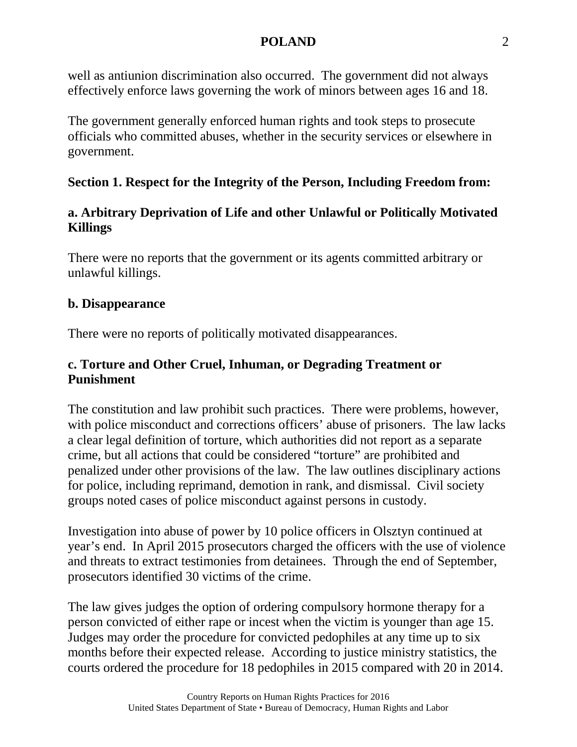well as antiunion discrimination also occurred. The government did not always effectively enforce laws governing the work of minors between ages 16 and 18.

The government generally enforced human rights and took steps to prosecute officials who committed abuses, whether in the security services or elsewhere in government.

## Section 1. Respect for the Integrity of the Person, Including Freedom from:

### a. Arbitrary Deprivation of Life and other Unlawful or Politically Motivated Killings

There were no reports that the government or its agents committed arbitrary or unlawful killings.

### b. Disappearance

There were no reports of politically motivated disappearances.

### c. Torture and Other Cruel, Inhuman, or Degrading Treatment or Punishment

The constitution and law prohibit such practices. There were problems, however, with police misconduct and corrections officers' abuse of prisoners. The law lacks a clear legal definition of torture, which authorities did not report as a separate crime, but all actions that could be considered "torture" are prohibited and penalized under other provisions of the law. The law outlines disciplinary actions for police, including reprimand, demotion in rank, and dismissal. Civil society groups noted cases of police misconduct against persons in custody.

Investigation into abuse of power by 10 police officers in Olsztyn continued at year's end. In April 2015 prosecutors charged the officers with the use of violence and threats to extract testimonies from detainees. Through the end of September, prosecutors identified 30 victims of the crime.

The law gives judges the option of ordering compulsory hormone therapy for a person convicted of either rape or incest when the victim is younger than age 15. Judges may order the procedure for convicted pedophiles at any time up to six months before their expected release. According to justice ministry statistics, the courts ordered the procedure for 18 pedophiles in 2015 compared with 20 in 2014.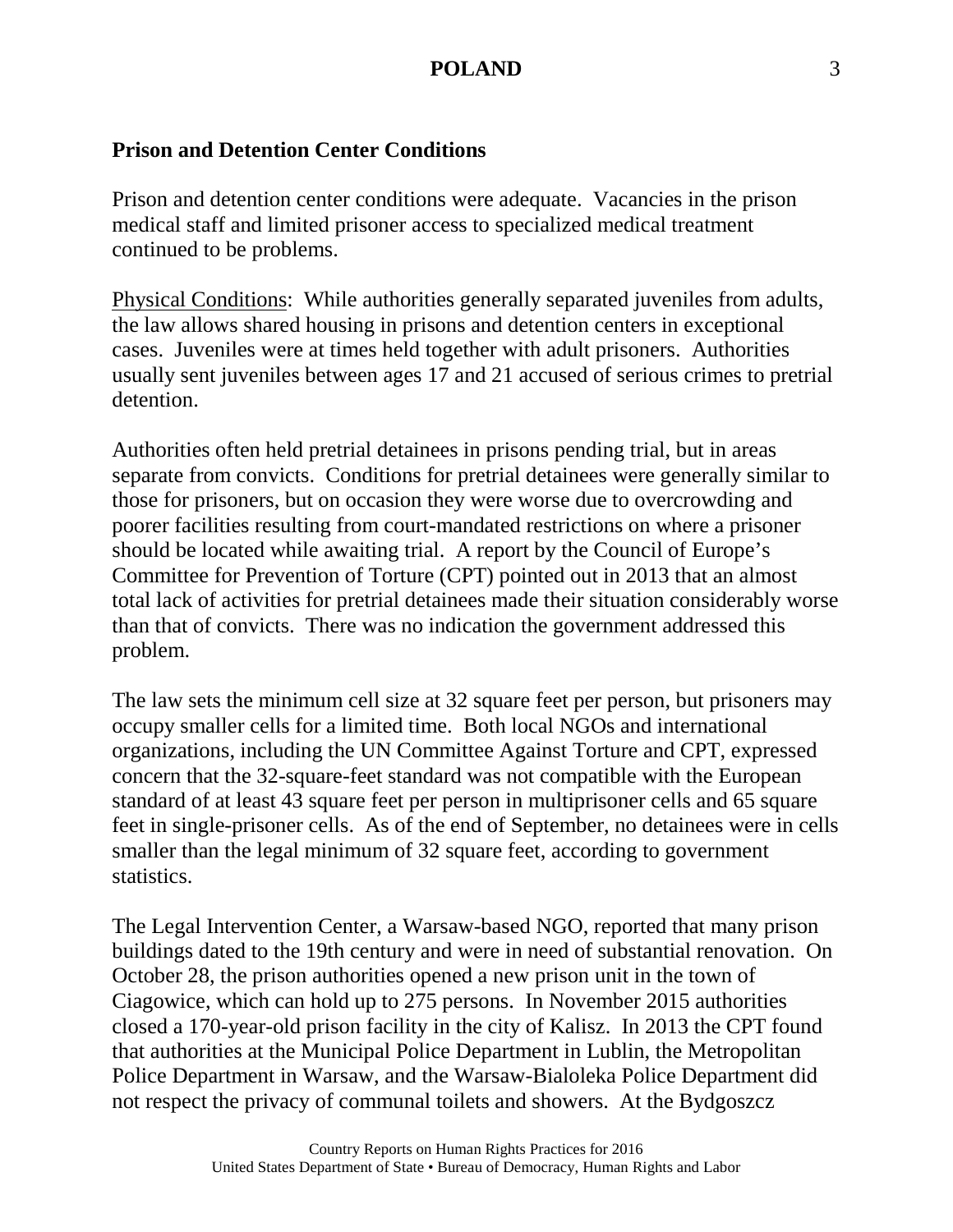### Prison and Detention Center Conditions

Prison and detention center conditions were adequate. Vacancies in the prison medical staff and limited prisoner access to specialized medical treatment continued to be problems.

Physical Conditions: While authorities generally separated juveniles from adults, the law allows shared housing in prisons and detention centers in exceptional cases. Juveniles were at times held together with adult prisoners. Authorities usually sent juveniles between ages 17 and 21 accused of serious crimes to pretrial detention.

Authorities often held pretrial detainees in prisons pending trial, but in areas separate from convicts. Conditions for pretrial detainees were generally similar to those for prisoners, but on occasion they were worse due to overcrowding and poorer facilities resulting from court-mandated restrictions on where a prisoner should be located while awaiting trial. A report by the Council of Europe's Committee for Prevention of Torture (CPT) pointed out in 2013 that an almost total lack of activities for pretrial detainees made their situation considerably worse than that of convicts. There was no indication the government addressed this problem.

The law sets the minimum cell size at 32 square feet per person, but prisoners may occupy smaller cells for a limited time. Both local NGOs and international organizations, including the UN Committee Against Torture and CPT, expressed concern that the 32-square-feet standard was not compatible with the European standard of at least 43 square feet per person in multiprisoner cells and 65 square feet in single-prisoner cells. As of the end of September, no detainees were in cells smaller than the legal minimum of 32 square feet, according to government statistics.

The Legal Intervention Center, a Warsaw-based NGO, reported that many prison buildings dated to the 19th century and were in need of substantial renovation. On October 28, the prison authorities opened a new prison unit in the town of Ciagowice, which can hold up to 275 persons. In November 2015 authorities closed a 170-year-old prison facility in the city of Kalisz. In 2013 the CPT found that authorities at the Municipal Police Department in Lublin, the Metropolitan Police Department in Warsaw, and the Warsaw-Bialoleka Police Department did not respect the privacy of communal toilets and showers. At the Bydgoszcz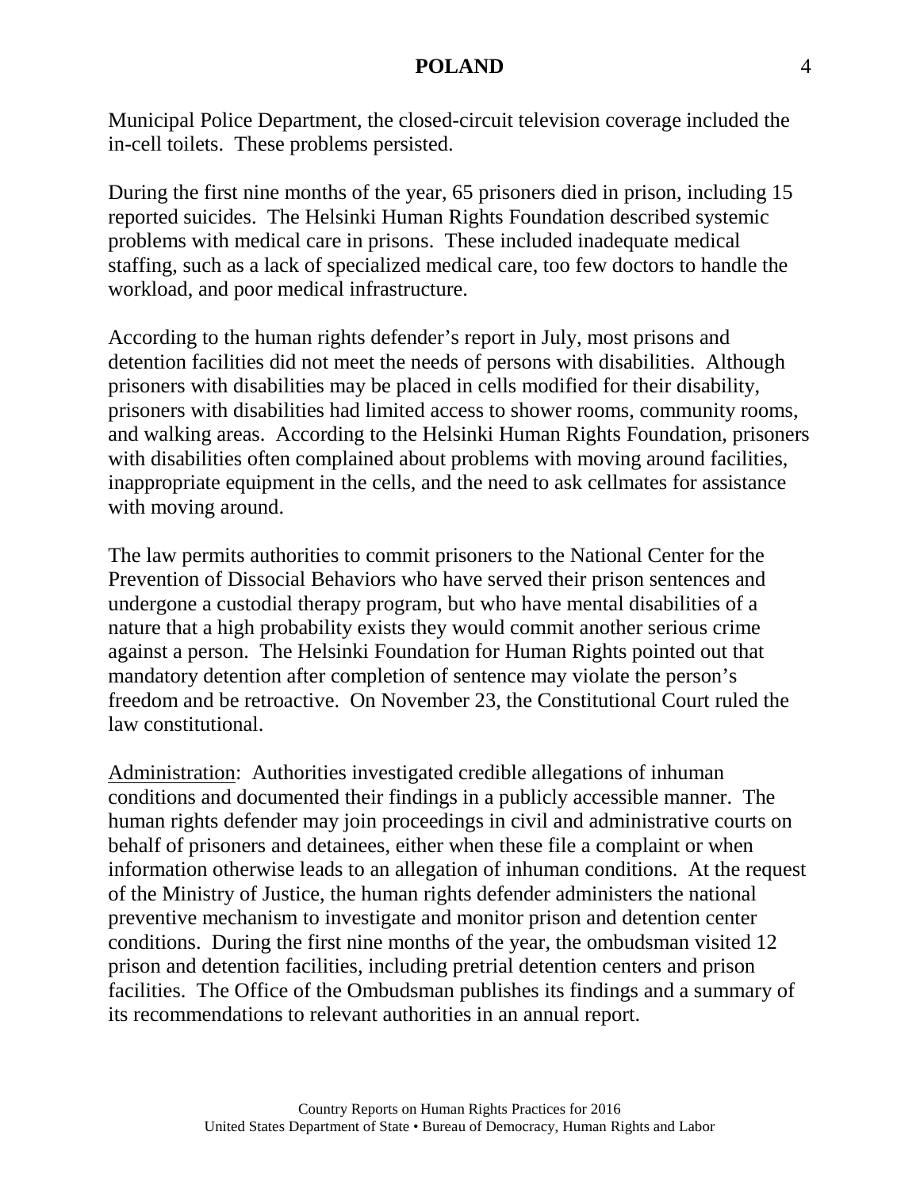Municipal Police Department, the closed-circuit television coverage included the in-cell toilets. These problems persisted.

During the first nine months of the year, 65 prisoners died in prison, including 15 reported suicides. The Helsinki Human Rights Foundation described systemic problems with medical care in prisons. These included inadequate medical staffing, such as a lack of specialized medical care, too few doctors to handle the workload, and poor medical infrastructure.

According to the human rights defender's report in July, most prisons and detention facilities did not meet the needs of persons with disabilities. Although prisoners with disabilities may be placed in cells modified for their disability, prisoners with disabilities had limited access to shower rooms, community rooms, and walking areas. According to the Helsinki Human Rights Foundation, prisoners with disabilities often complained about problems with moving around facilities, inappropriate equipment in the cells, and the need to ask cellmates for assistance with moving around.

The law permits authorities to commit prisoners to the National Center for the Prevention of Dissocial Behaviors who have served their prison sentences and undergone a custodial therapy program, but who have mental disabilities of a nature that a high probability exists they would commit another serious crime against a person. The Helsinki Foundation for Human Rights pointed out that mandatory detention after completion of sentence may violate the person's freedom and be retroactive. On November 23, the Constitutional Court ruled the law constitutional.

Administration: Authorities investigated credible allegations of inhuman conditions and documented their findings in a publicly accessible manner. The human rights defender may join proceedings in civil and administrative courts on behalf of prisoners and detainees, either when these file a complaint or when information otherwise leads to an allegation of inhuman conditions. At the request of the Ministry of Justice, the human rights defender administers the national preventive mechanism to investigate and monitor prison and detention center conditions. During the first nine months of the year, the ombudsman visited 12 prison and detention facilities, including pretrial detention centers and prison facilities. The Office of the Ombudsman publishes its findings and a summary of its recommendations to relevant authorities in an annual report.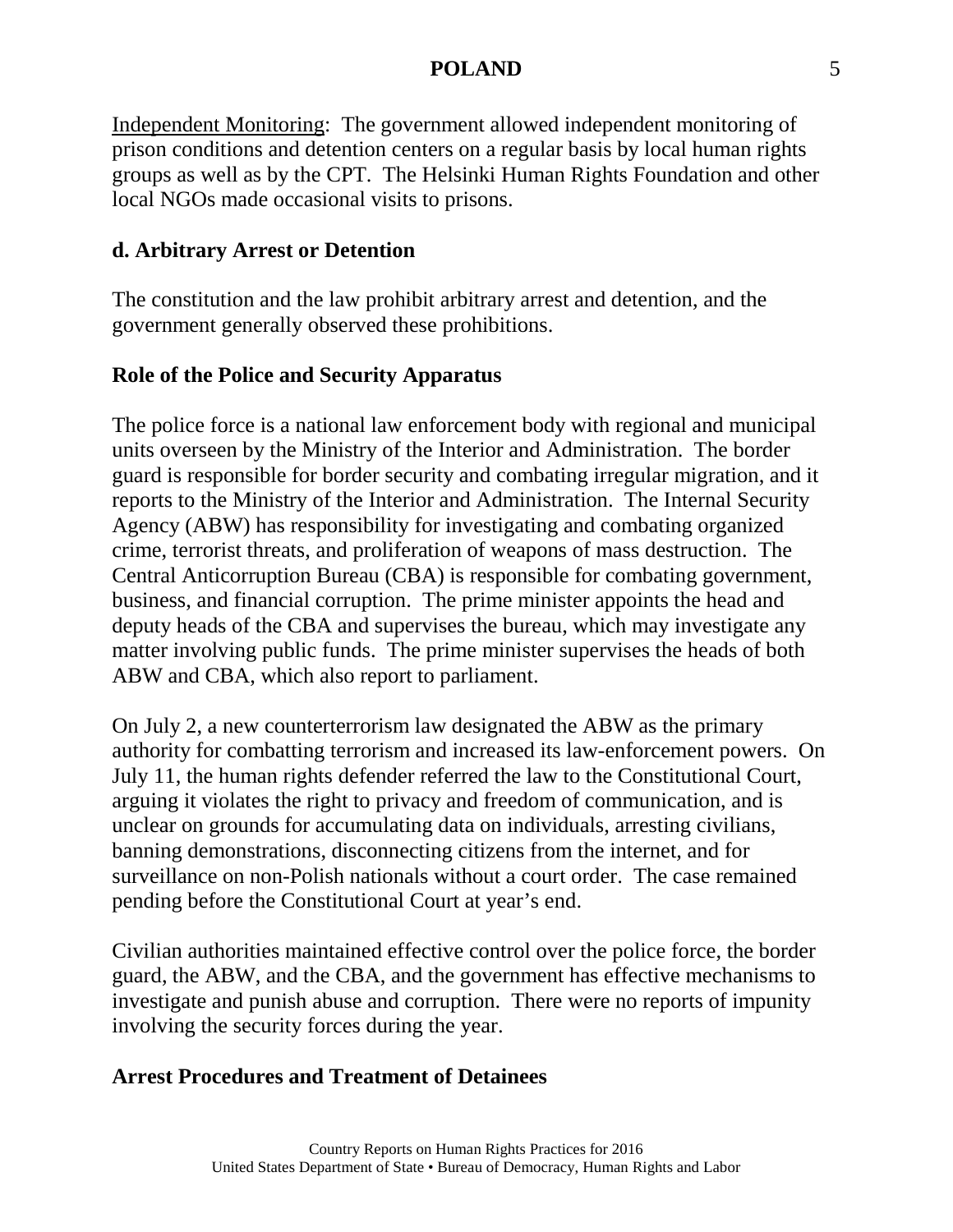Independent Monitoring: The government allowed independent monitoring of prison conditions and detention centers on a regular basis by local human rights groups as well as by the CPT. The Helsinki Human Rights Foundation and other local NGOs made occasional visits to prisons.

## d. Arbitrary Arrest or Detention

The constitution and the law prohibit arbitrary arrest and detention, and the government generally observed these prohibitions.

### Role of the Police and Security Apparatus

The police force is a national law enforcement body with regional and municipal units overseen by the Ministry of the Interior and Administration. The border guard is responsible for border security and combating irregular migration, and it reports to the Ministry of the Interior and Administration. The Internal Security Agency (ABW) has responsibility for investigating and combating organized crime, terrorist threats, and proliferation of weapons of mass destruction. The Central Anticorruption Bureau (CBA) is responsible for combating government, business, and financial corruption. The prime minister appoints the head and deputy heads of the CBA and supervises the bureau, which may investigate any matter involving public funds. The prime minister supervises the heads of both ABW and CBA, which also report to parliament.

On July 2, a new counterterrorism law designated the ABW as the primary authority for combatting terrorism and increased its law-enforcement powers. On July 11, the human rights defender referred the law to the Constitutional Court, arguing it violates the right to privacy and freedom of communication, and is unclear on grounds for accumulating data on individuals, arresting civilians, banning demonstrations, disconnecting citizens from the internet, and for surveillance on non-Polish nationals without a court order. The case remained pending before the Constitutional Court at year's end.

Civilian authorities maintained effective control over the police force, the border guard, the ABW, and the CBA, and the government has effective mechanisms to investigate and punish abuse and corruption. There were no reports of impunity involving the security forces during the year.

### Arrest Procedures and Treatment of Detainees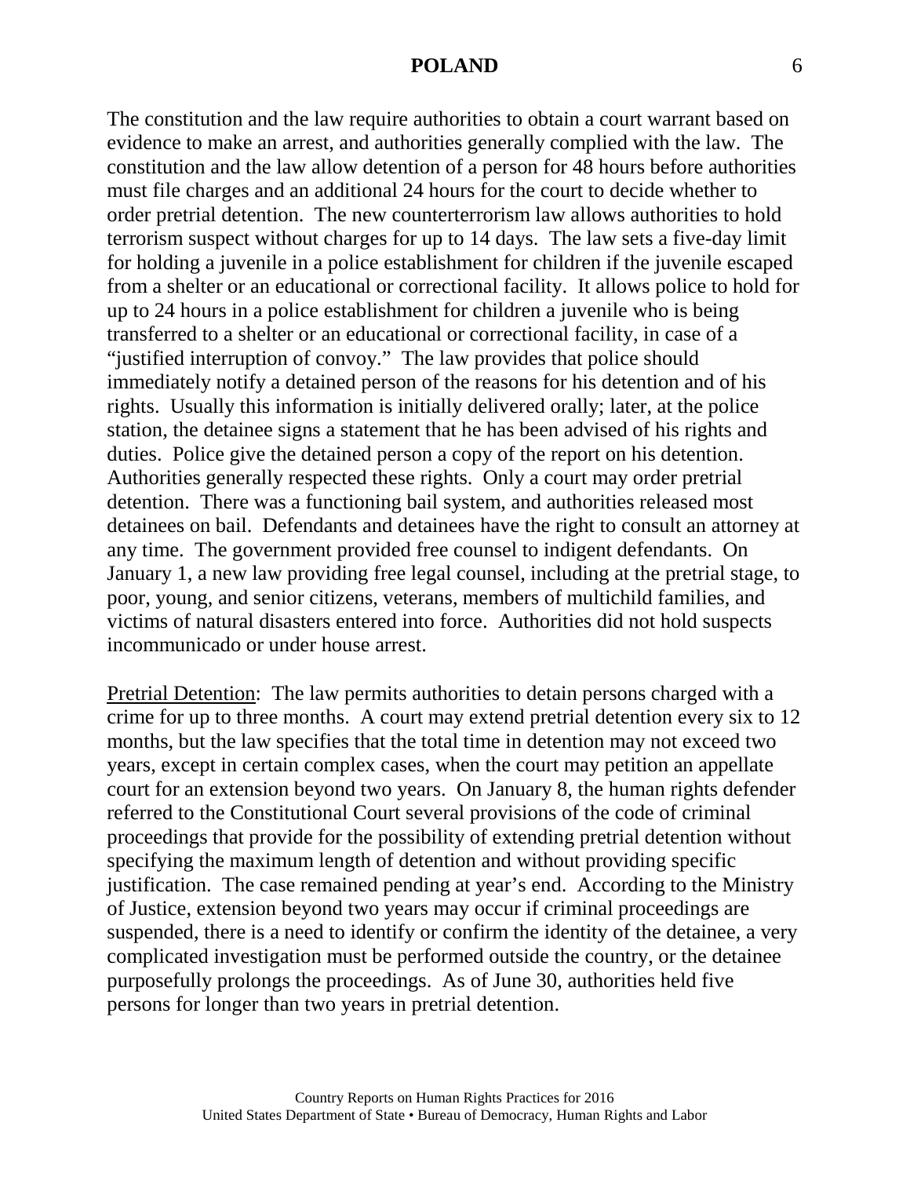The constitution and the law require authorities to obtain a court warrant based on evidence to make an arrest, and authorities generally complied with the law. The constitution and the law allow detention of a person for 48 hours before authorities must file charges and an additional 24 hours for the court to decide whether to order pretrial detention. The new counterterrorism law allows authorities to hold terrorism suspect without charges for up to 14 days. The law sets a five-day limit for holding a juvenile in a police establishment for children if the juvenile escaped from a shelter or an educational or correctional facility. It allows police to hold for up to 24 hours in a police establishment for children a juvenile who is being transferred to a shelter or an educational or correctional facility, in case of a "justified interruption of convoy." The law provides that police should immediately notify a detained person of the reasons for his detention and of his rights. Usually this information is initially delivered orally; later, at the police station, the detainee signs a statement that he has been advised of his rights and duties. Police give the detained person a copy of the report on his detention. Authorities generally respected these rights. Only a court may order pretrial detention. There was a functioning bail system, and authorities released most detainees on bail. Defendants and detainees have the right to consult an attorney at any time. The government provided free counsel to indigent defendants. On January 1, a new law providing free legal counsel, including at the pretrial stage, to poor, young, and senior citizens, veterans, members of multichild families, and victims of natural disasters entered into force. Authorities did not hold suspects incommunicado or under house arrest.

Pretrial Detention: The law permits authorities to detain persons charged with a crime for up to three months. A court may extend pretrial detention every six to 12 months, but the law specifies that the total time in detention may not exceed two years, except in certain complex cases, when the court may petition an appellate court for an extension beyond two years. On January 8, the human rights defender referred to the Constitutional Court several provisions of the code of criminal proceedings that provide for the possibility of extending pretrial detention without specifying the maximum length of detention and without providing specific justification. The case remained pending at year's end. According to the Ministry of Justice, extension beyond two years may occur if criminal proceedings are suspended, there is a need to identify or confirm the identity of the detainee, a very complicated investigation must be performed outside the country, or the detainee purposefully prolongs the proceedings. As of June 30, authorities held five persons for longer than two years in pretrial detention.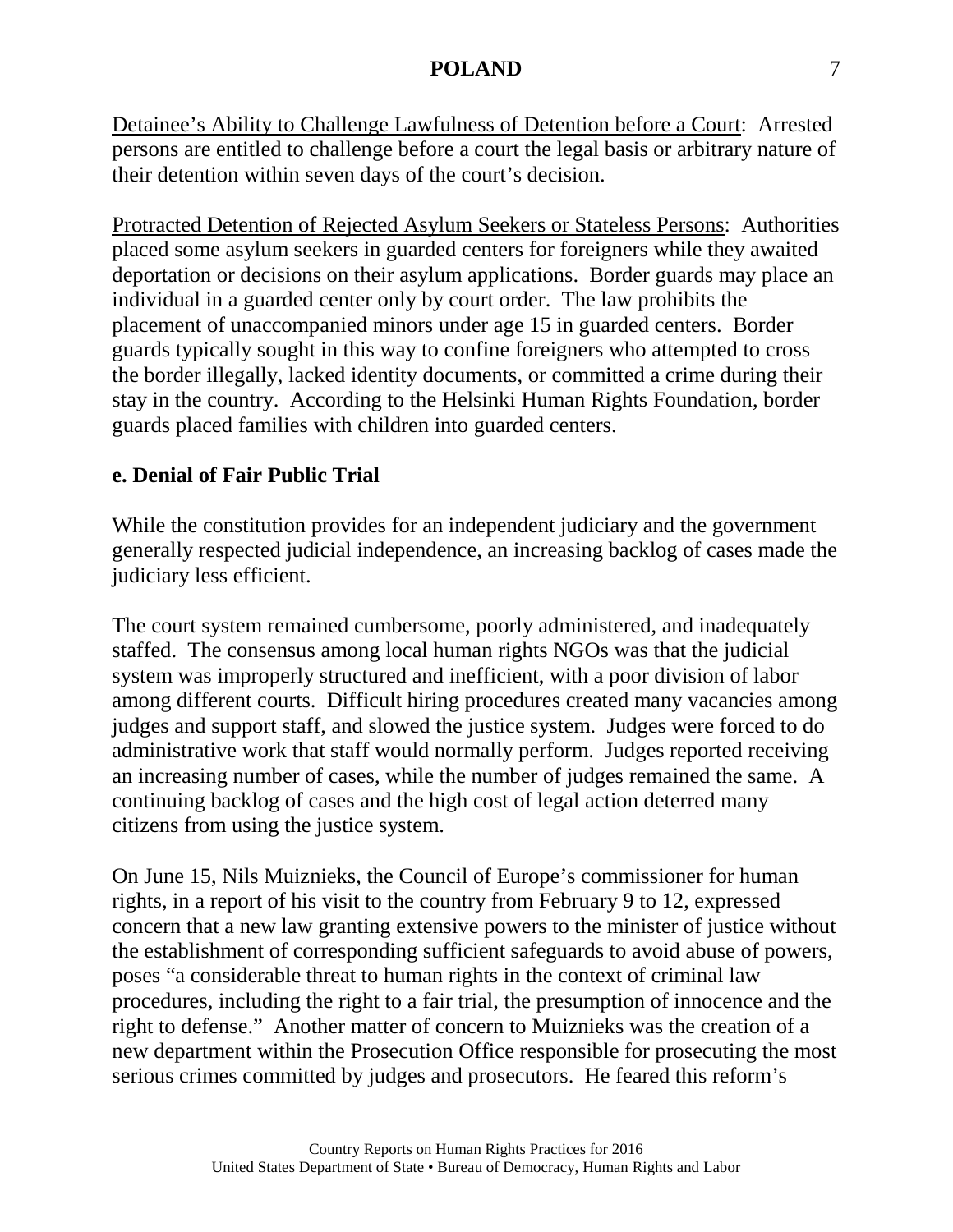Detainee's Ability to Challenge Lawfulness of Detention before a Court: Arrested persons are entitled to challenge before a court the legal basis or arbitrary nature of their detention within seven days of the court's decision.

Protracted Detention of Rejected Asylum Seekers or Stateless Persons: Authorities placed some asylum seekers in guarded centers for foreigners while they awaited deportation or decisions on their asylum applications. Border guards may place an individual in a guarded center only by court order. The law prohibits the placement of unaccompanied minors under age 15 in guarded centers. Border guards typically sought in this way to confine foreigners who attempted to cross the border illegally, lacked identity documents, or committed a crime during their stay in the country. According to the Helsinki Human Rights Foundation, border guards placed families with children into guarded centers.

**e. Denial of Fair Public Trial**

While the constitution provides for an independent judiciary and the government generally respected judicial independence, an increasing backlog of cases made the judiciary less efficient.

The court system remained cumbersome, poorly administered, and inadequately staffed. The consensus among local human rights NGOs was that the judicial system was improperly structured and inefficient, with a poor division of labor among different courts. Difficult hiring procedures created many vacancies among judges and support staff, and slowed the justice system. Judges were forced to do administrative work that staff would normally perform. Judges reported receiving an increasing number of cases, while the number of judges remained the same. A continuing backlog of cases and the high cost of legal action deterred many citizens from using the justice system.

On June 15, Nils Muiznieks, the Council of Europe's commissioner for human rights, in a report of his visit to the country from February 9 to 12, expressed concern that a new law granting extensive powers to the minister of justice without the establishment of corresponding sufficient safeguards to avoid abuse of powers, poses "a considerable threat to human rights in the context of criminal law procedures, including the right to a fair trial, the presumption of innocence and the right to defense." Another matter of concern to Muiznieks was the creation of a new department within the Prosecution Office responsible for prosecuting the most serious crimes committed by judges and prosecutors. He feared this reform's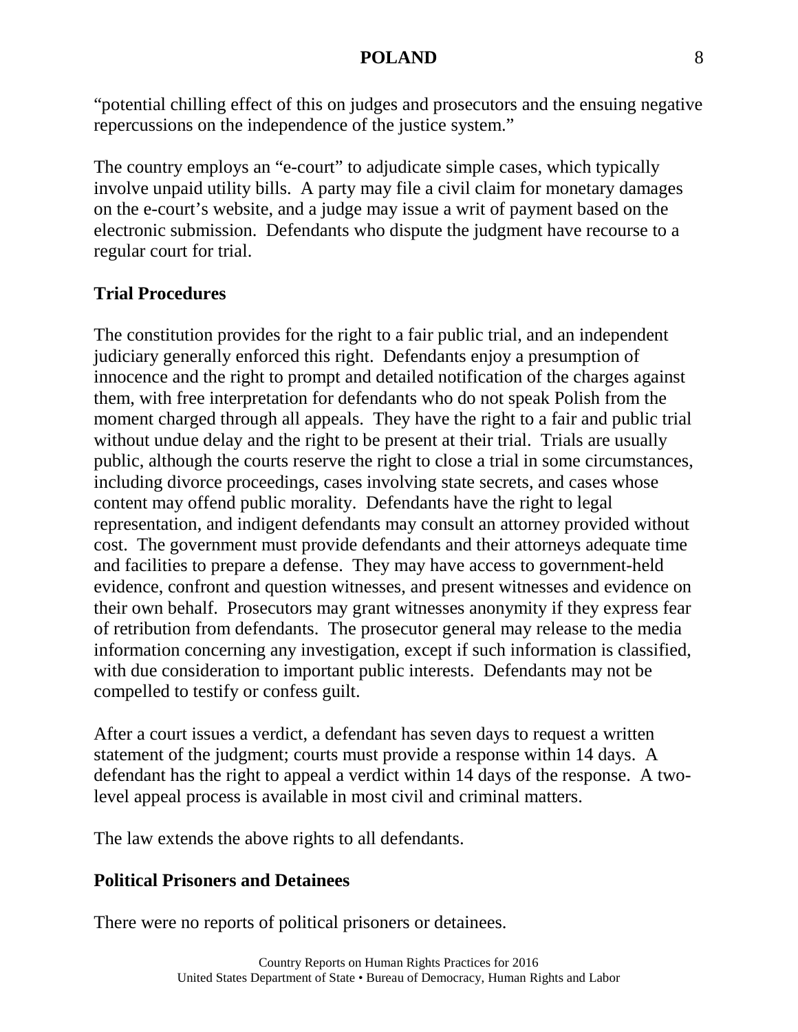"potential chilling effect of this on judges and prosecutors and the ensuing negative repercussions on the independence of the justice system."

The country employs an "e-court" to adjudicate simple cases, which typically involve unpaid utility bills. A party may file a civil claim for monetary damages on the e-court's website, and a judge may issue a writ of payment based on the electronic submission. Defendants who dispute the judgment have recourse to a regular court for trial.

**Trial Procedures**

The constitution provides for the right to a fair public trial, and an independent judiciary generally enforced this right. Defendants enjoy a presumption of innocence and the right to prompt and detailed notification of the charges against them, with free interpretation for defendants who do not speak Polish from the moment charged through all appeals. They have the right to a fair and public trial without undue delay and the right to be present at their trial. Trials are usually public, although the courts reserve the right to close a trial in some circumstances, including divorce proceedings, cases involving state secrets, and cases whose content may offend public morality. Defendants have the right to legal representation, and indigent defendants may consult an attorney provided without cost. The government must provide defendants and their attorneys adequate time and facilities to prepare a defense. They may have access to government-held evidence, confront and question witnesses, and present witnesses and evidence on their own behalf. Prosecutors may grant witnesses anonymity if they express fear of retribution from defendants. The prosecutor general may release to the media information concerning any investigation, except if such information is classified, with due consideration to important public interests. Defendants may not be compelled to testify or confess guilt.

After a court issues a verdict, a defendant has seven days to request a written statement of the judgment; courts must provide a response within 14 days. A defendant has the right to appeal a verdict within 14 days of the response. A two-level appeal process is available in most civil and criminal matters.

The law extends the above rights to all defendants.

**Political Prisoners and Detainees**

There were no reports of political prisoners or detainees.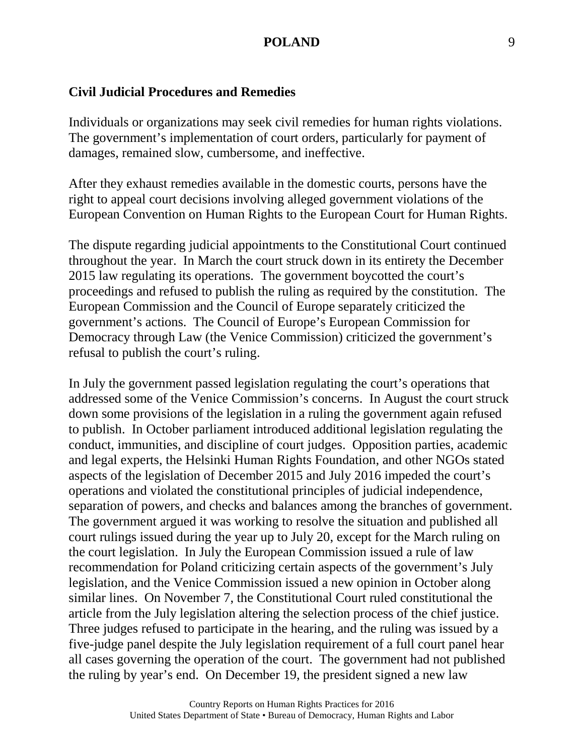### Civil Judicial Procedures and Remedies

Individuals or organizations may seek civil remedies for human rights violations. The government's implementation of court orders, particularly for payment of damages, remained slow, cumbersome, and ineffective.

After they exhaust remedies available in the domestic courts, persons have the right to appeal court decisions involving alleged government violations of the European Convention on Human Rights to the European Court for Human Rights.

The dispute regarding judicial appointments to the Constitutional Court continued throughout the year. In March the court struck down in its entirety the December 2015 law regulating its operations. The government boycotted the court's proceedings and refused to publish the ruling as required by the constitution. The European Commission and the Council of Europe separately criticized the government's actions. The Council of Europe's European Commission for Democracy through Law (the Venice Commission) criticized the government's refusal to publish the court's ruling.

In July the government passed legislation regulating the court's operations that addressed some of the Venice Commission's concerns. In August the court struck down some provisions of the legislation in a ruling the government again refused to publish. In October parliament introduced additional legislation regulating the conduct, immunities, and discipline of court judges. Opposition parties, academic and legal experts, the Helsinki Human Rights Foundation, and other NGOs stated aspects of the legislation of December 2015 and July 2016 impeded the court's operations and violated the constitutional principles of judicial independence, separation of powers, and checks and balances among the branches of government. The government argued it was working to resolve the situation and published all court rulings issued during the year up to July 20, except for the March ruling on the court legislation. In July the European Commission issued a rule of law recommendation for Poland criticizing certain aspects of the government's July legislation, and the Venice Commission issued a new opinion in October along similar lines. On November 7, the Constitutional Court ruled constitutional the article from the July legislation altering the selection process of the chief justice. Three judges refused to participate in the hearing, and the ruling was issued by a five-judge panel despite the July legislation requirement of a full court panel hear all cases governing the operation of the court. The government had not published the ruling by year's end. On December 19, the president signed a new law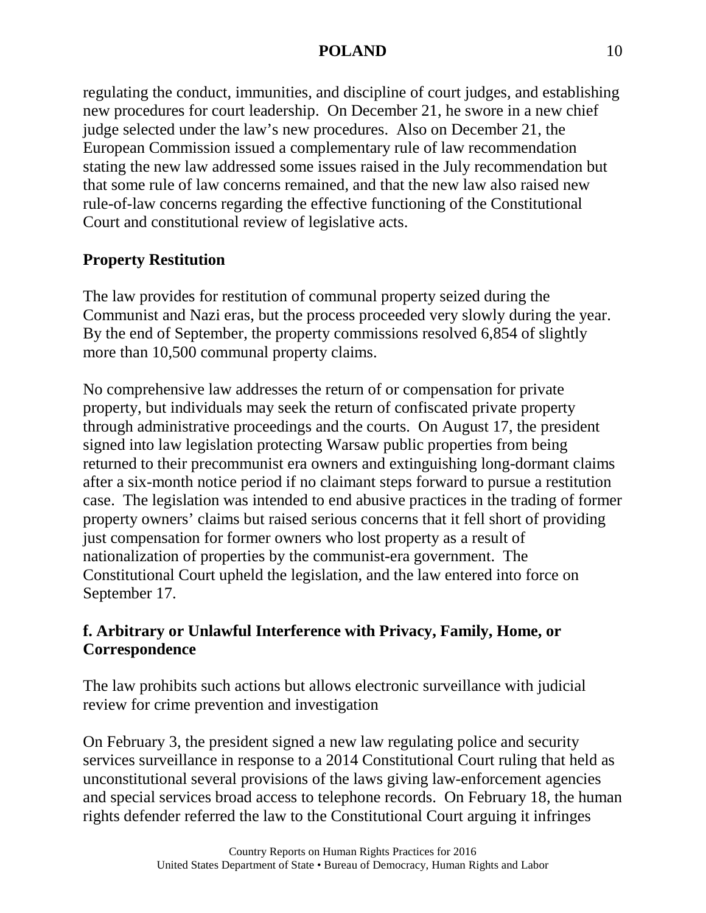regulating the conduct, immunities, and discipline of court judges, and establishing new procedures for court leadership. On December 21, he swore in a new chief judge selected under the law's new procedures. Also on December 21, the European Commission issued a complementary rule of law recommendation stating the new law addressed some issues raised in the July recommendation but that some rule of law concerns remained, and that the new law also raised new rule-of-law concerns regarding the effective functioning of the Constitutional Court and constitutional review of legislative acts.

**Property Restitution**

The law provides for restitution of communal property seized during the Communist and Nazi eras, but the process proceeded very slowly during the year. By the end of September, the property commissions resolved 6,854 of slightly more than 10,500 communal property claims.

No comprehensive law addresses the return of or compensation for private property, but individuals may seek the return of confiscated private property through administrative proceedings and the courts. On August 17, the president signed into law legislation protecting Warsaw public properties from being returned to their precommunist era owners and extinguishing long-dormant claims after a six-month notice period if no claimant steps forward to pursue a restitution case. The legislation was intended to end abusive practices in the trading of former property owners' claims but raised serious concerns that it fell short of providing just compensation for former owners who lost property as a result of nationalization of properties by the communist-era government. The Constitutional Court upheld the legislation, and the law entered into force on September 17.

## f. Arbitrary or Unlawful Interference with Privacy, Family, Home, or Correspondence

The law prohibits such actions but allows electronic surveillance with judicial review for crime prevention and investigation

On February 3, the president signed a new law regulating police and security services surveillance in response to a 2014 Constitutional Court ruling that held as unconstitutional several provisions of the laws giving law-enforcement agencies and special services broad access to telephone records. On February 18, the human rights defender referred the law to the Constitutional Court arguing it infringes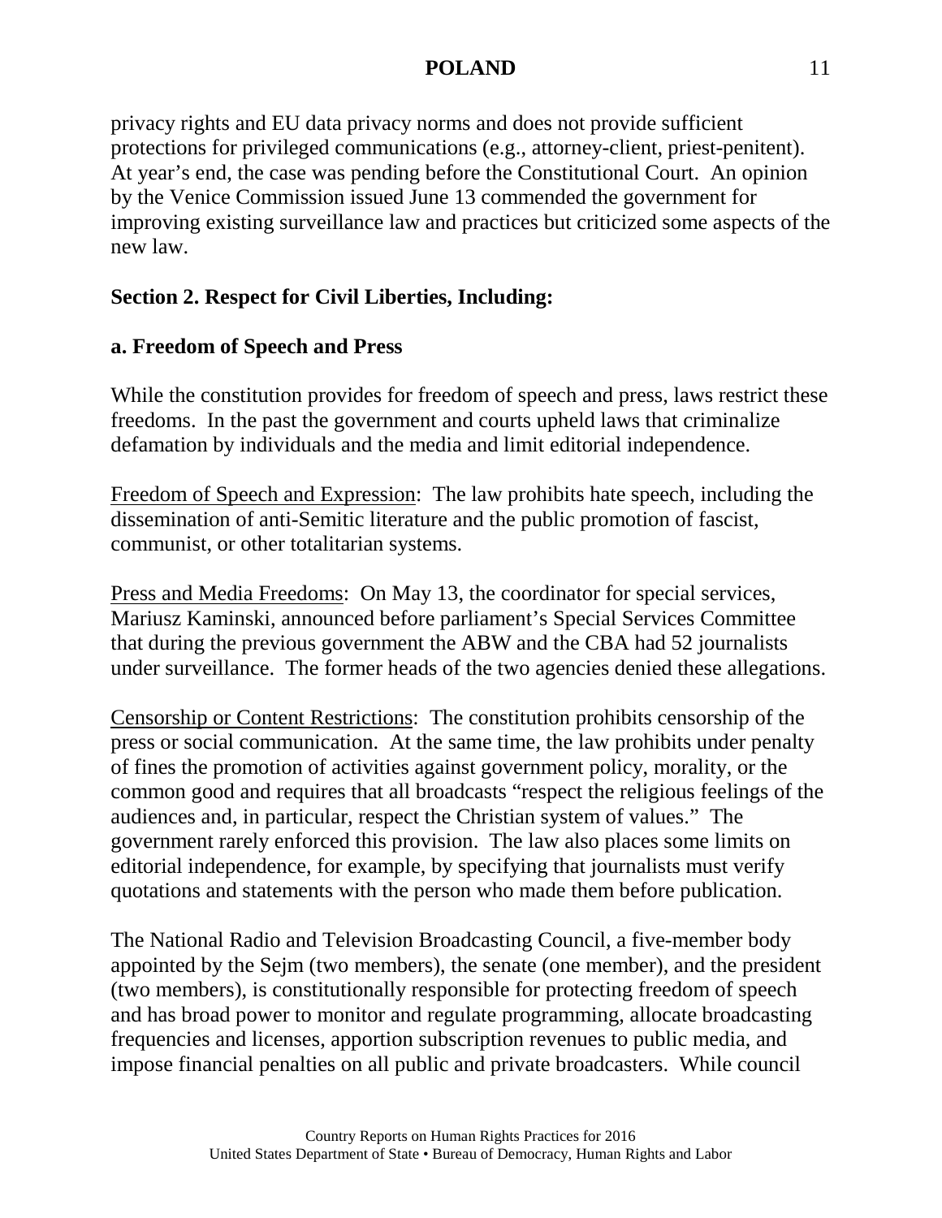privacy rights and EU data privacy norms and does not provide sufficient protections for privileged communications (e.g., attorney-client, priest-penitent). At year's end, the case was pending before the Constitutional Court. An opinion by the Venice Commission issued June 13 commended the government for improving existing surveillance law and practices but criticized some aspects of the new law.

## Section 2. Respect for Civil Liberties, Including:

### a. Freedom of Speech and Press

While the constitution provides for freedom of speech and press, laws restrict these freedoms. In the past the government and courts upheld laws that criminalize defamation by individuals and the media and limit editorial independence.

<u>Freedom of Speech and Expression</u>: The law prohibits hate speech, including the dissemination of anti-Semitic literature and the public promotion of fascist, communist, or other totalitarian systems.

<u>Press and Media Freedoms</u>: On May 13, the coordinator for special services, Mariusz Kaminski, announced before parliament's Special Services Committee that during the previous government the ABW and the CBA had 52 journalists under surveillance. The former heads of the two agencies denied these allegations.

<u>Censorship or Content Restrictions</u>: The constitution prohibits censorship of the press or social communication. At the same time, the law prohibits under penalty of fines the promotion of activities against government policy, morality, or the common good and requires that all broadcasts "respect the religious feelings of the audiences and, in particular, respect the Christian system of values." The government rarely enforced this provision. The law also places some limits on editorial independence, for example, by specifying that journalists must verify quotations and statements with the person who made them before publication.

The National Radio and Television Broadcasting Council, a five-member body appointed by the Sejm (two members), the senate (one member), and the president (two members), is constitutionally responsible for protecting freedom of speech and has broad power to monitor and regulate programming, allocate broadcasting frequencies and licenses, apportion subscription revenues to public media, and impose financial penalties on all public and private broadcasters. While council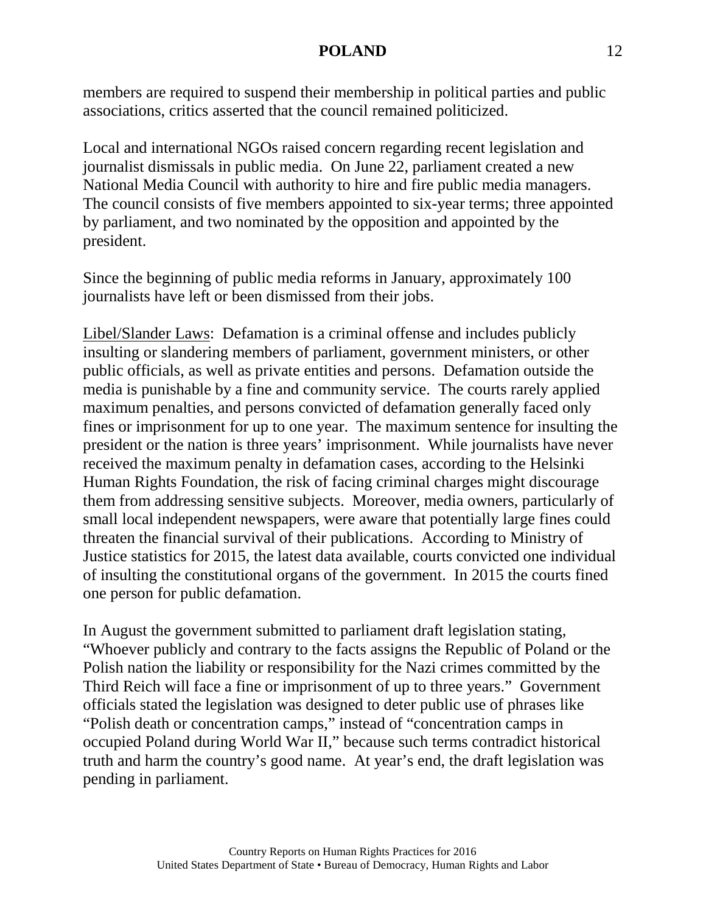members are required to suspend their membership in political parties and public associations, critics asserted that the council remained politicized.

Local and international NGOs raised concern regarding recent legislation and journalist dismissals in public media. On June 22, parliament created a new National Media Council with authority to hire and fire public media managers. The council consists of five members appointed to six-year terms; three appointed by parliament, and two nominated by the opposition and appointed by the president.

Since the beginning of public media reforms in January, approximately 100 journalists have left or been dismissed from their jobs.

Libel/Slander Laws: Defamation is a criminal offense and includes publicly insulting or slandering members of parliament, government ministers, or other public officials, as well as private entities and persons. Defamation outside the media is punishable by a fine and community service. The courts rarely applied maximum penalties, and persons convicted of defamation generally faced only fines or imprisonment for up to one year. The maximum sentence for insulting the president or the nation is three years' imprisonment. While journalists have never received the maximum penalty in defamation cases, according to the Helsinki Human Rights Foundation, the risk of facing criminal charges might discourage them from addressing sensitive subjects. Moreover, media owners, particularly of small local independent newspapers, were aware that potentially large fines could threaten the financial survival of their publications. According to Ministry of Justice statistics for 2015, the latest data available, courts convicted one individual of insulting the constitutional organs of the government. In 2015 the courts fined one person for public defamation.

In August the government submitted to parliament draft legislation stating, "Whoever publicly and contrary to the facts assigns the Republic of Poland or the Polish nation the liability or responsibility for the Nazi crimes committed by the Third Reich will face a fine or imprisonment of up to three years." Government officials stated the legislation was designed to deter public use of phrases like "Polish death or concentration camps," instead of "concentration camps in occupied Poland during World War II," because such terms contradict historical truth and harm the country's good name. At year's end, the draft legislation was pending in parliament.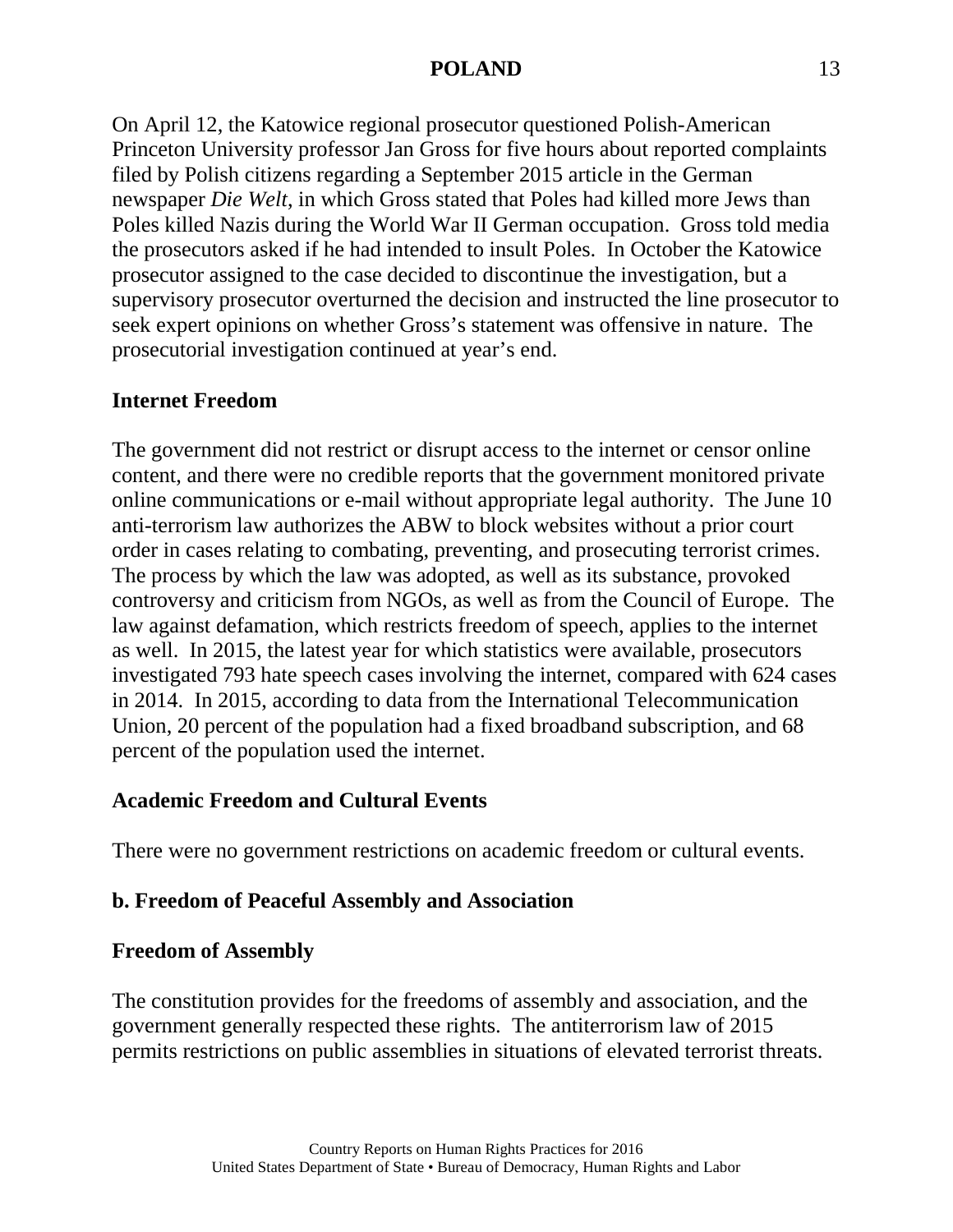On April 12, the Katowice regional prosecutor questioned Polish-American Princeton University professor Jan Gross for five hours about reported complaints filed by Polish citizens regarding a September 2015 article in the German newspaper *Die Welt*, in which Gross stated that Poles had killed more Jews than Poles killed Nazis during the World War II German occupation. Gross told media the prosecutors asked if he had intended to insult Poles. In October the Katowice prosecutor assigned to the case decided to discontinue the investigation, but a supervisory prosecutor overturned the decision and instructed the line prosecutor to seek expert opinions on whether Gross's statement was offensive in nature. The prosecutorial investigation continued at year's end.

**Internet Freedom**

The government did not restrict or disrupt access to the internet or censor online content, and there were no credible reports that the government monitored private online communications or e-mail without appropriate legal authority. The June 10 anti-terrorism law authorizes the ABW to block websites without a prior court order in cases relating to combating, preventing, and prosecuting terrorist crimes. The process by which the law was adopted, as well as its substance, provoked controversy and criticism from NGOs, as well as from the Council of Europe. The law against defamation, which restricts freedom of speech, applies to the internet as well. In 2015, the latest year for which statistics were available, prosecutors investigated 793 hate speech cases involving the internet, compared with 624 cases in 2014. In 2015, according to data from the International Telecommunication Union, 20 percent of the population had a fixed broadband subscription, and 68 percent of the population used the internet.

**Academic Freedom and Cultural Events**

There were no government restrictions on academic freedom or cultural events.

**b. Freedom of Peaceful Assembly and Association**

**Freedom of Assembly**

The constitution provides for the freedoms of assembly and association, and the government generally respected these rights. The antiterrorism law of 2015 permits restrictions on public assemblies in situations of elevated terrorist threats.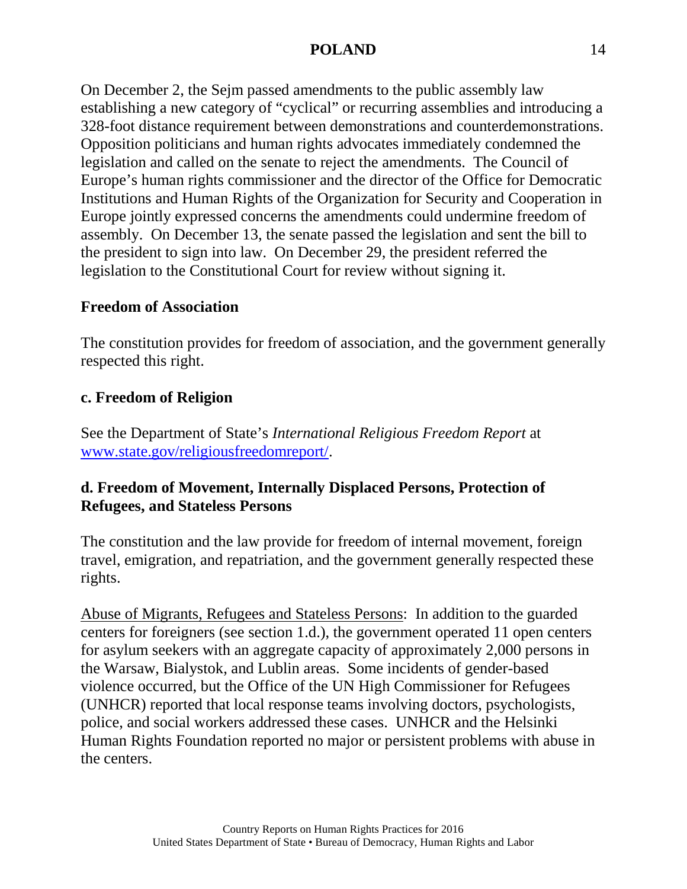On December 2, the Sejm passed amendments to the public assembly law establishing a new category of "cyclical" or recurring assemblies and introducing a 328-foot distance requirement between demonstrations and counterdemonstrations. Opposition politicians and human rights advocates immediately condemned the legislation and called on the senate to reject the amendments. The Council of Europe's human rights commissioner and the director of the Office for Democratic Institutions and Human Rights of the Organization for Security and Cooperation in Europe jointly expressed concerns the amendments could undermine freedom of assembly. On December 13, the senate passed the legislation and sent the bill to the president to sign into law. On December 29, the president referred the legislation to the Constitutional Court for review without signing it.

**Freedom of Association**

The constitution provides for freedom of association, and the government generally respected this right.

**c. Freedom of Religion**

See the Department of State's *International Religious Freedom Report* at [www.state.gov/religiousfreedomreport/](www.state.gov/religiousfreedomreport/).

**d. Freedom of Movement, Internally Displaced Persons, Protection of Refugees, and Stateless Persons**

The constitution and the law provide for freedom of internal movement, foreign travel, emigration, and repatriation, and the government generally respected these rights.

Abuse of Migrants, Refugees and Stateless Persons: In addition to the guarded centers for foreigners (see section 1.d.), the government operated 11 open centers for asylum seekers with an aggregate capacity of approximately 2,000 persons in the Warsaw, Bialystok, and Lublin areas. Some incidents of gender-based violence occurred, but the Office of the UN High Commissioner for Refugees (UNHCR) reported that local response teams involving doctors, psychologists, police, and social workers addressed these cases. UNHCR and the Helsinki Human Rights Foundation reported no major or persistent problems with abuse in the centers.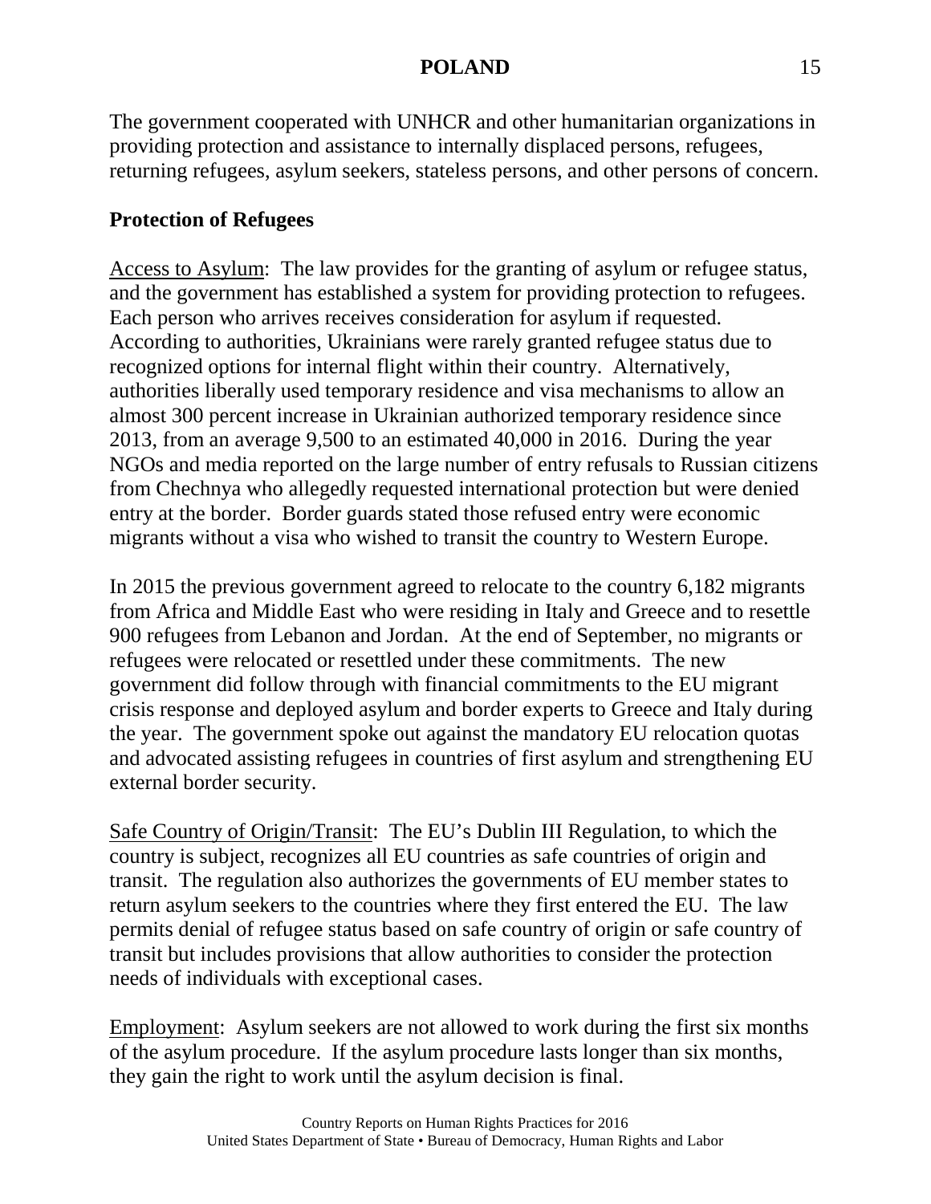The government cooperated with UNHCR and other humanitarian organizations in providing protection and assistance to internally displaced persons, refugees, returning refugees, asylum seekers, stateless persons, and other persons of concern.

**Protection of Refugees**

Access to Asylum: The law provides for the granting of asylum or refugee status, and the government has established a system for providing protection to refugees. Each person who arrives receives consideration for asylum if requested. According to authorities, Ukrainians were rarely granted refugee status due to recognized options for internal flight within their country. Alternatively, authorities liberally used temporary residence and visa mechanisms to allow an almost 300 percent increase in Ukrainian authorized temporary residence since 2013, from an average 9,500 to an estimated 40,000 in 2016. During the year NGOs and media reported on the large number of entry refusals to Russian citizens from Chechnya who allegedly requested international protection but were denied entry at the border. Border guards stated those refused entry were economic migrants without a visa who wished to transit the country to Western Europe.

In 2015 the previous government agreed to relocate to the country 6,182 migrants from Africa and Middle East who were residing in Italy and Greece and to resettle 900 refugees from Lebanon and Jordan. At the end of September, no migrants or refugees were relocated or resettled under these commitments. The new government did follow through with financial commitments to the EU migrant crisis response and deployed asylum and border experts to Greece and Italy during the year. The government spoke out against the mandatory EU relocation quotas and advocated assisting refugees in countries of first asylum and strengthening EU external border security.

Safe Country of Origin/Transit: The EU's Dublin III Regulation, to which the country is subject, recognizes all EU countries as safe countries of origin and transit. The regulation also authorizes the governments of EU member states to return asylum seekers to the countries where they first entered the EU. The law permits denial of refugee status based on safe country of origin or safe country of transit but includes provisions that allow authorities to consider the protection needs of individuals with exceptional cases.

Employment: Asylum seekers are not allowed to work during the first six months of the asylum procedure. If the asylum procedure lasts longer than six months, they gain the right to work until the asylum decision is final.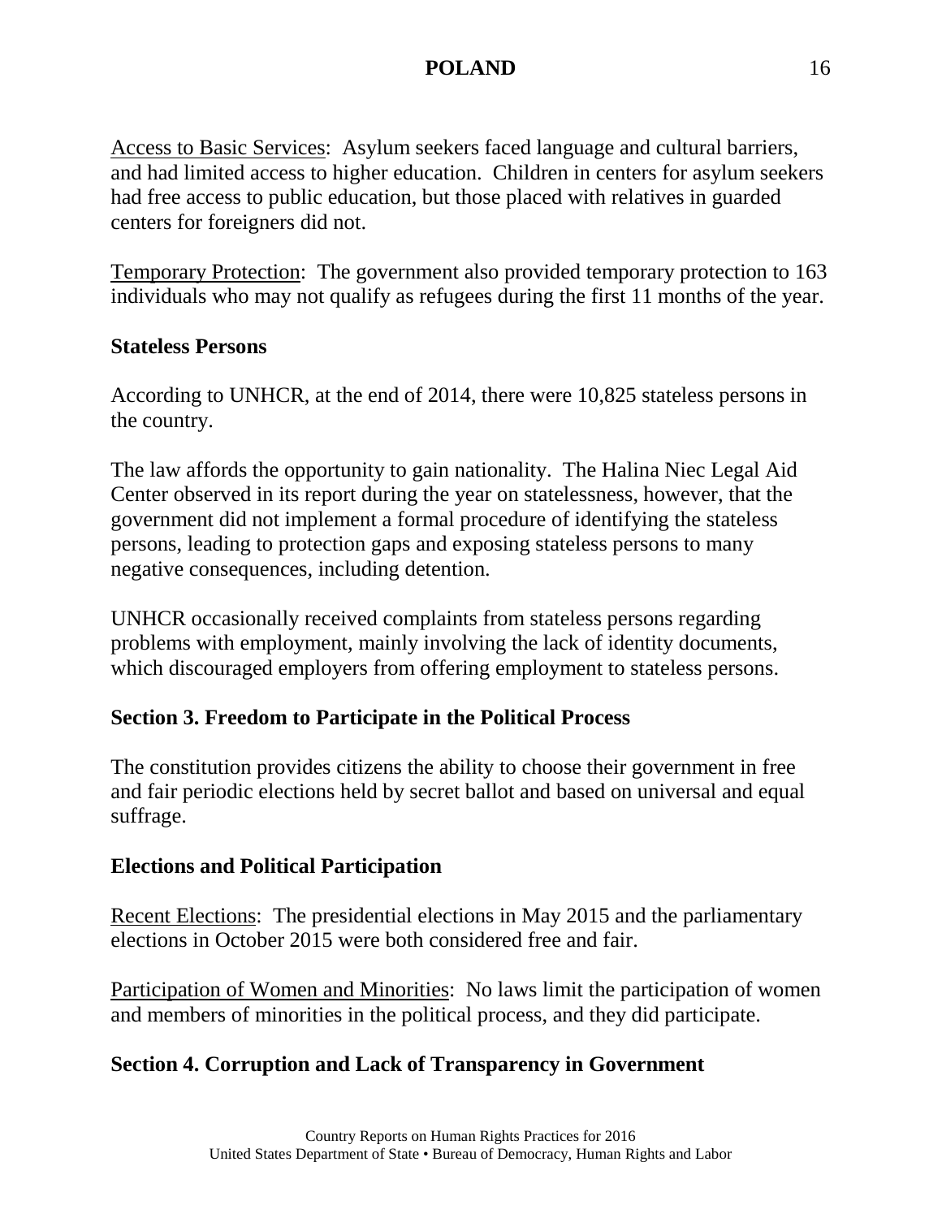Access to Basic Services: Asylum seekers faced language and cultural barriers, and had limited access to higher education. Children in centers for asylum seekers had free access to public education, but those placed with relatives in guarded centers for foreigners did not.

Temporary Protection: The government also provided temporary protection to 163 individuals who may not qualify as refugees during the first 11 months of the year.

### Stateless Persons

According to UNHCR, at the end of 2014, there were 10,825 stateless persons in the country.

The law affords the opportunity to gain nationality. The Halina Niec Legal Aid Center observed in its report during the year on statelessness, however, that the government did not implement a formal procedure of identifying the stateless persons, leading to protection gaps and exposing stateless persons to many negative consequences, including detention.

UNHCR occasionally received complaints from stateless persons regarding problems with employment, mainly involving the lack of identity documents, which discouraged employers from offering employment to stateless persons.

## Section 3. Freedom to Participate in the Political Process

The constitution provides citizens the ability to choose their government in free and fair periodic elections held by secret ballot and based on universal and equal suffrage.

### Elections and Political Participation

Recent Elections: The presidential elections in May 2015 and the parliamentary elections in October 2015 were both considered free and fair.

Participation of Women and Minorities: No laws limit the participation of women and members of minorities in the political process, and they did participate.

## Section 4. Corruption and Lack of Transparency in Government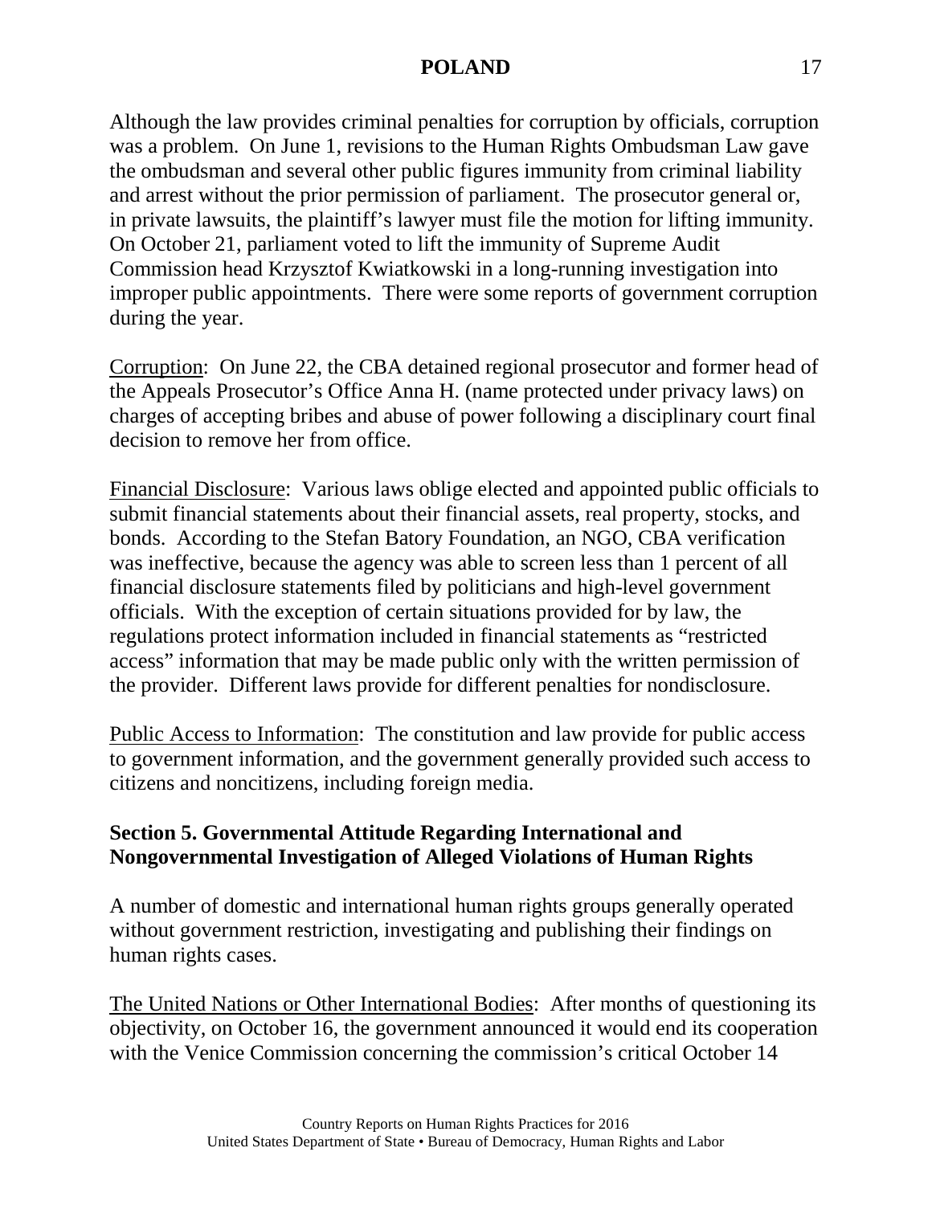Although the law provides criminal penalties for corruption by officials, corruption was a problem. On June 1, revisions to the Human Rights Ombudsman Law gave the ombudsman and several other public figures immunity from criminal liability and arrest without the prior permission of parliament. The prosecutor general or, in private lawsuits, the plaintiff's lawyer must file the motion for lifting immunity. On October 21, parliament voted to lift the immunity of Supreme Audit Commission head Krzysztof Kwiatkowski in a long-running investigation into improper public appointments. There were some reports of government corruption during the year.

Corruption: On June 22, the CBA detained regional prosecutor and former head of the Appeals Prosecutor's Office Anna H. (name protected under privacy laws) on charges of accepting bribes and abuse of power following a disciplinary court final decision to remove her from office.

Financial Disclosure: Various laws oblige elected and appointed public officials to submit financial statements about their financial assets, real property, stocks, and bonds. According to the Stefan Batory Foundation, an NGO, CBA verification was ineffective, because the agency was able to screen less than 1 percent of all financial disclosure statements filed by politicians and high-level government officials. With the exception of certain situations provided for by law, the regulations protect information included in financial statements as "restricted access" information that may be made public only with the written permission of the provider. Different laws provide for different penalties for nondisclosure.

Public Access to Information: The constitution and law provide for public access to government information, and the government generally provided such access to citizens and noncitizens, including foreign media.

## Section 5. Governmental Attitude Regarding International and Nongovernmental Investigation of Alleged Violations of Human Rights

A number of domestic and international human rights groups generally operated without government restriction, investigating and publishing their findings on human rights cases.

The United Nations or Other International Bodies: After months of questioning its objectivity, on October 16, the government announced it would end its cooperation with the Venice Commission concerning the commission's critical October 14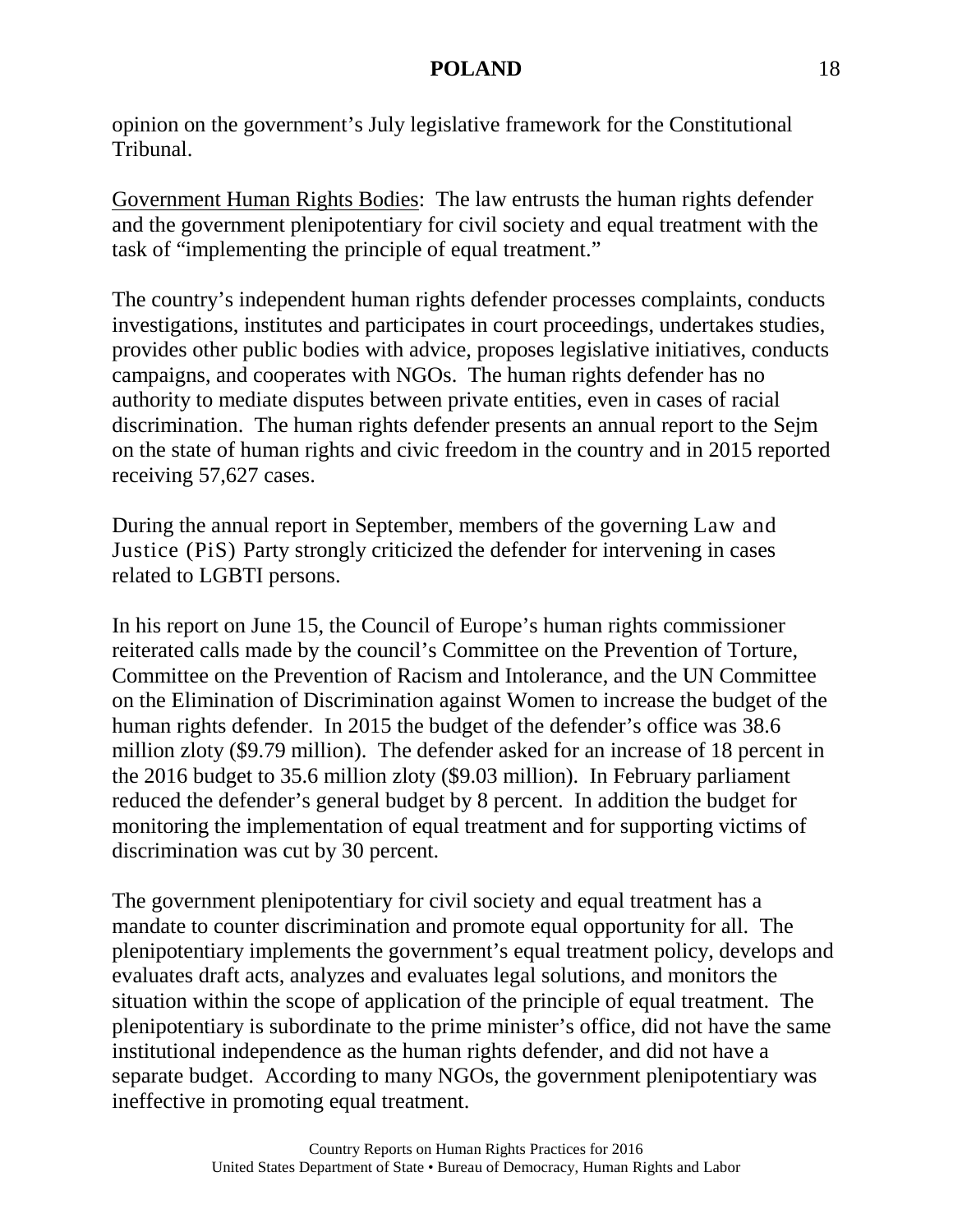opinion on the government's July legislative framework for the Constitutional Tribunal.

Government Human Rights Bodies: The law entrusts the human rights defender and the government plenipotentiary for civil society and equal treatment with the task of "implementing the principle of equal treatment."

The country's independent human rights defender processes complaints, conducts investigations, institutes and participates in court proceedings, undertakes studies, provides other public bodies with advice, proposes legislative initiatives, conducts campaigns, and cooperates with NGOs. The human rights defender has no authority to mediate disputes between private entities, even in cases of racial discrimination. The human rights defender presents an annual report to the Sejm on the state of human rights and civic freedom in the country and in 2015 reported receiving 57,627 cases.

During the annual report in September, members of the governing Law and Justice (PiS) Party strongly criticized the defender for intervening in cases related to LGBTI persons.

In his report on June 15, the Council of Europe's human rights commissioner reiterated calls made by the council's Committee on the Prevention of Torture, Committee on the Prevention of Racism and Intolerance, and the UN Committee on the Elimination of Discrimination against Women to increase the budget of the human rights defender. In 2015 the budget of the defender's office was 38.6 million zloty ($9.79 million). The defender asked for an increase of 18 percent in the 2016 budget to 35.6 million zloty ($9.03 million). In February parliament reduced the defender's general budget by 8 percent. In addition the budget for monitoring the implementation of equal treatment and for supporting victims of discrimination was cut by 30 percent.

The government plenipotentiary for civil society and equal treatment has a mandate to counter discrimination and promote equal opportunity for all. The plenipotentiary implements the government's equal treatment policy, develops and evaluates draft acts, analyzes and evaluates legal solutions, and monitors the situation within the scope of application of the principle of equal treatment. The plenipotentiary is subordinate to the prime minister's office, did not have the same institutional independence as the human rights defender, and did not have a separate budget. According to many NGOs, the government plenipotentiary was ineffective in promoting equal treatment.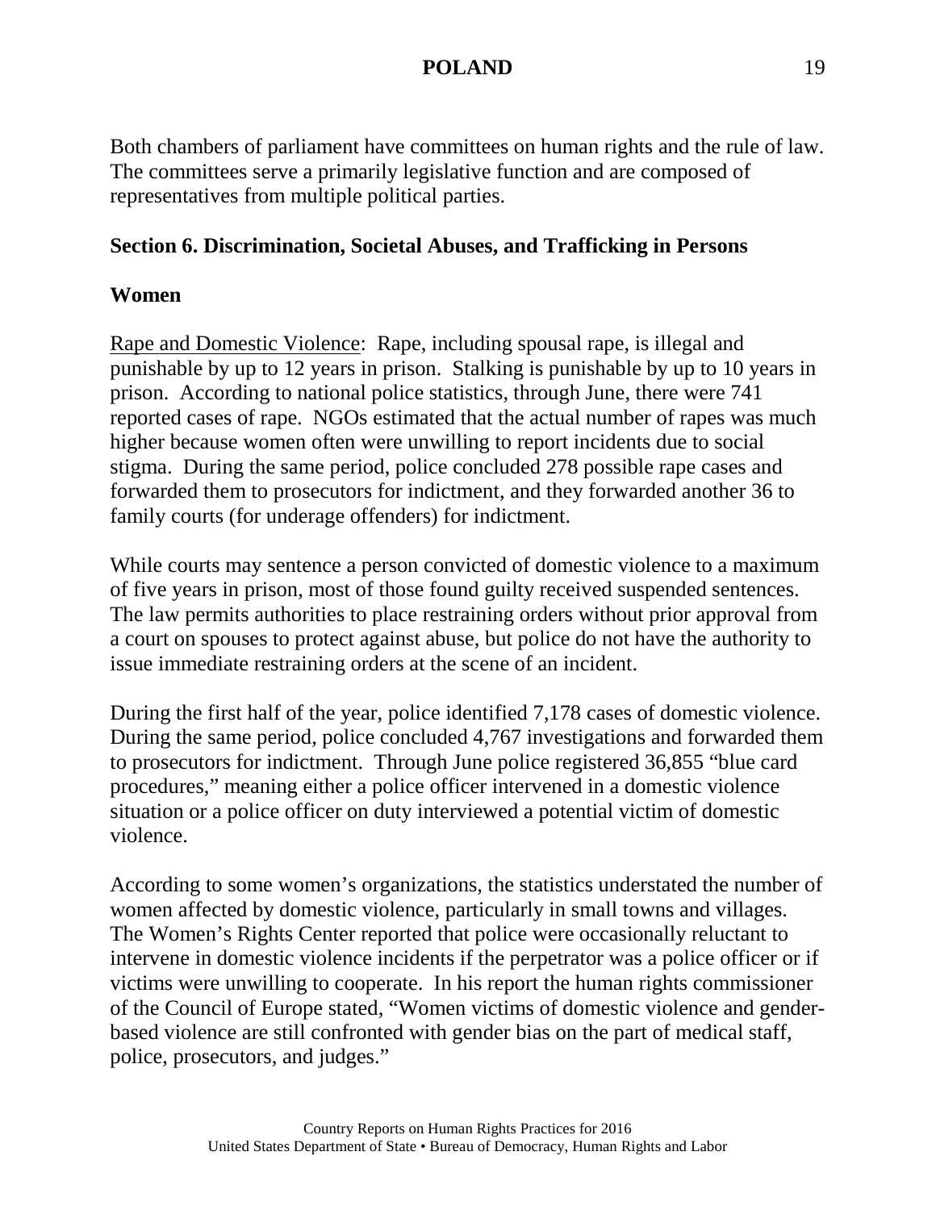Both chambers of parliament have committees on human rights and the rule of law. The committees serve a primarily legislative function and are composed of representatives from multiple political parties.

## Section 6. Discrimination, Societal Abuses, and Trafficking in Persons

### Women

Rape and Domestic Violence: Rape, including spousal rape, is illegal and punishable by up to 12 years in prison. Stalking is punishable by up to 10 years in prison. According to national police statistics, through June, there were 741 reported cases of rape. NGOs estimated that the actual number of rapes was much higher because women often were unwilling to report incidents due to social stigma. During the same period, police concluded 278 possible rape cases and forwarded them to prosecutors for indictment, and they forwarded another 36 to family courts (for underage offenders) for indictment.

While courts may sentence a person convicted of domestic violence to a maximum of five years in prison, most of those found guilty received suspended sentences. The law permits authorities to place restraining orders without prior approval from a court on spouses to protect against abuse, but police do not have the authority to issue immediate restraining orders at the scene of an incident.

During the first half of the year, police identified 7,178 cases of domestic violence. During the same period, police concluded 4,767 investigations and forwarded them to prosecutors for indictment. Through June police registered 36,855 "blue card procedures," meaning either a police officer intervened in a domestic violence situation or a police officer on duty interviewed a potential victim of domestic violence.

According to some women's organizations, the statistics understated the number of women affected by domestic violence, particularly in small towns and villages. The Women's Rights Center reported that police were occasionally reluctant to intervene in domestic violence incidents if the perpetrator was a police officer or if victims were unwilling to cooperate. In his report the human rights commissioner of the Council of Europe stated, "Women victims of domestic violence and gender-based violence are still confronted with gender bias on the part of medical staff, police, prosecutors, and judges."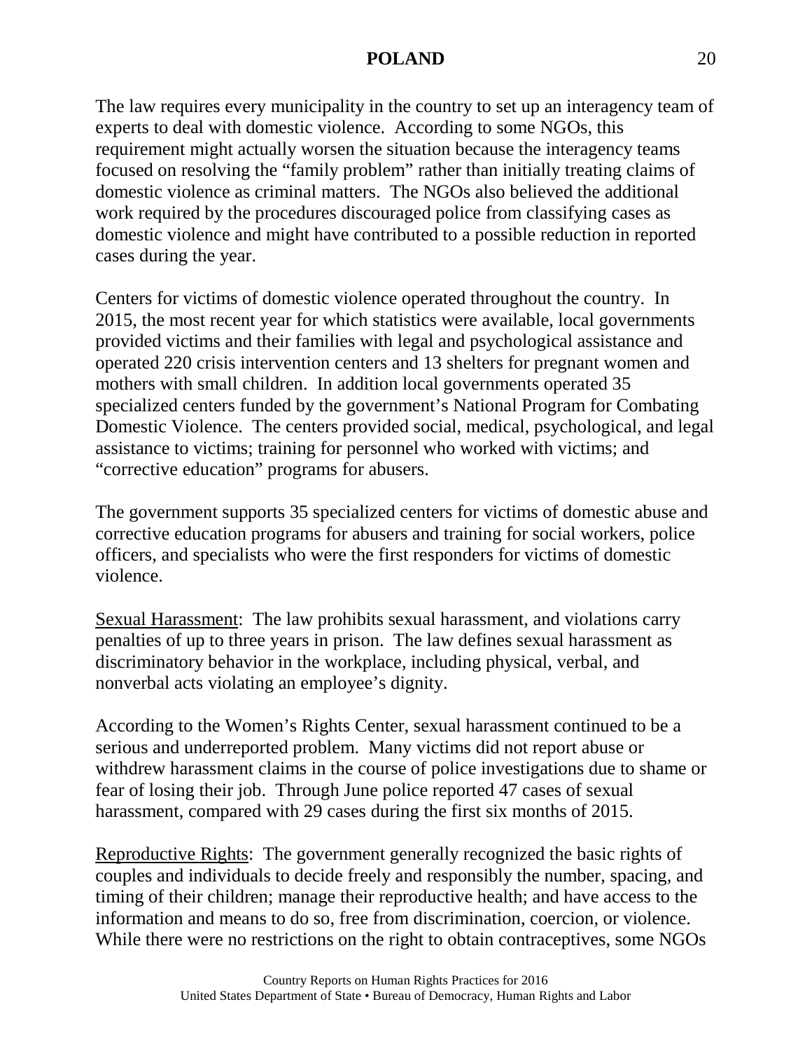The law requires every municipality in the country to set up an interagency team of experts to deal with domestic violence. According to some NGOs, this requirement might actually worsen the situation because the interagency teams focused on resolving the "family problem" rather than initially treating claims of domestic violence as criminal matters. The NGOs also believed the additional work required by the procedures discouraged police from classifying cases as domestic violence and might have contributed to a possible reduction in reported cases during the year.

Centers for victims of domestic violence operated throughout the country. In 2015, the most recent year for which statistics were available, local governments provided victims and their families with legal and psychological assistance and operated 220 crisis intervention centers and 13 shelters for pregnant women and mothers with small children. In addition local governments operated 35 specialized centers funded by the government's National Program for Combating Domestic Violence. The centers provided social, medical, psychological, and legal assistance to victims; training for personnel who worked with victims; and "corrective education" programs for abusers.

The government supports 35 specialized centers for victims of domestic abuse and corrective education programs for abusers and training for social workers, police officers, and specialists who were the first responders for victims of domestic violence.

Sexual Harassment: The law prohibits sexual harassment, and violations carry penalties of up to three years in prison. The law defines sexual harassment as discriminatory behavior in the workplace, including physical, verbal, and nonverbal acts violating an employee's dignity.

According to the Women's Rights Center, sexual harassment continued to be a serious and underreported problem. Many victims did not report abuse or withdrew harassment claims in the course of police investigations due to shame or fear of losing their job. Through June police reported 47 cases of sexual harassment, compared with 29 cases during the first six months of 2015.

Reproductive Rights: The government generally recognized the basic rights of couples and individuals to decide freely and responsibly the number, spacing, and timing of their children; manage their reproductive health; and have access to the information and means to do so, free from discrimination, coercion, or violence. While there were no restrictions on the right to obtain contraceptives, some NGOs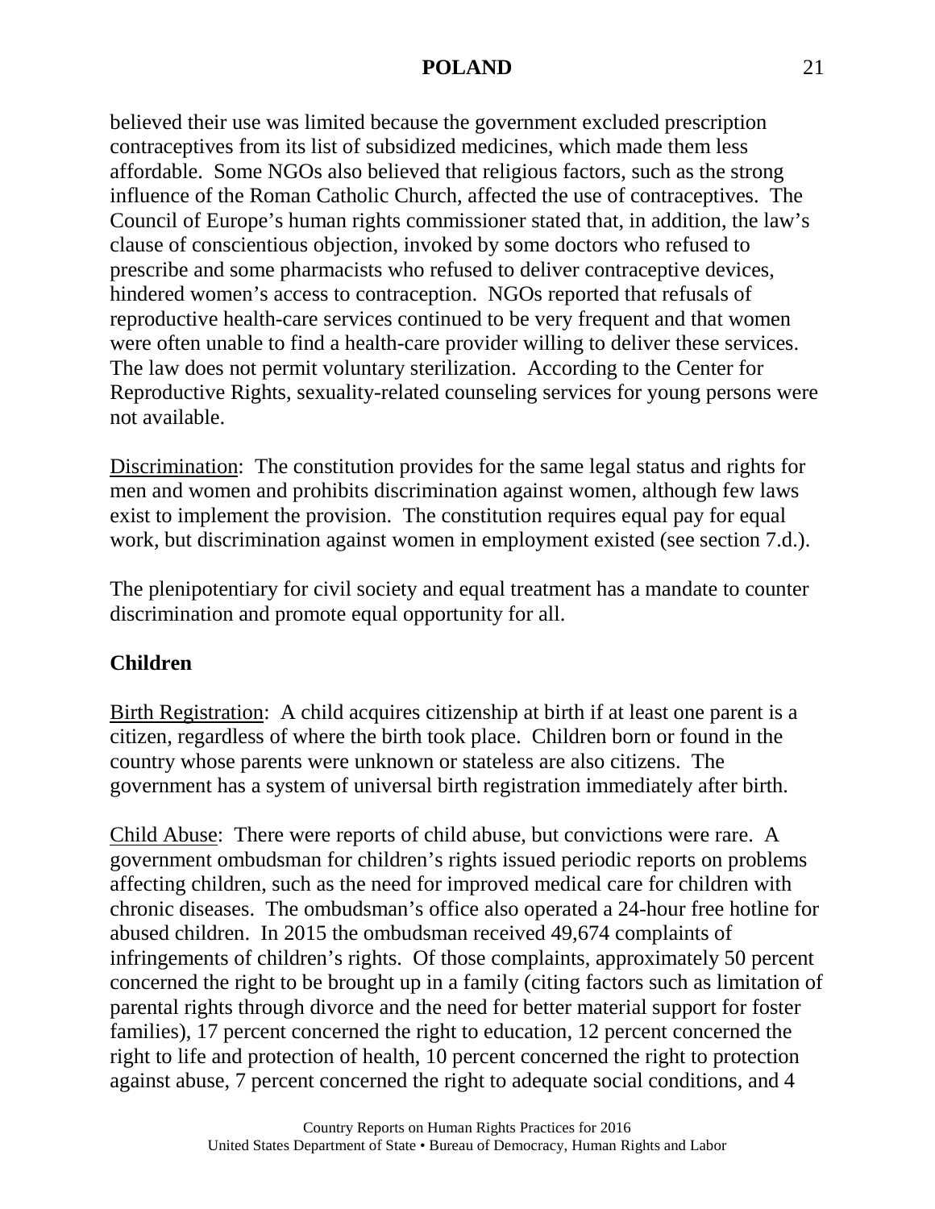believed their use was limited because the government excluded prescription contraceptives from its list of subsidized medicines, which made them less affordable. Some NGOs also believed that religious factors, such as the strong influence of the Roman Catholic Church, affected the use of contraceptives. The Council of Europe's human rights commissioner stated that, in addition, the law's clause of conscientious objection, invoked by some doctors who refused to prescribe and some pharmacists who refused to deliver contraceptive devices, hindered women's access to contraception. NGOs reported that refusals of reproductive health-care services continued to be very frequent and that women were often unable to find a health-care provider willing to deliver these services. The law does not permit voluntary sterilization. According to the Center for Reproductive Rights, sexuality-related counseling services for young persons were not available.

Discrimination: The constitution provides for the same legal status and rights for men and women and prohibits discrimination against women, although few laws exist to implement the provision. The constitution requires equal pay for equal work, but discrimination against women in employment existed (see section 7.d.).

The plenipotentiary for civil society and equal treatment has a mandate to counter discrimination and promote equal opportunity for all.

**Children**

Birth Registration: A child acquires citizenship at birth if at least one parent is a citizen, regardless of where the birth took place. Children born or found in the country whose parents were unknown or stateless are also citizens. The government has a system of universal birth registration immediately after birth.

Child Abuse: There were reports of child abuse, but convictions were rare. A government ombudsman for children's rights issued periodic reports on problems affecting children, such as the need for improved medical care for children with chronic diseases. The ombudsman's office also operated a 24-hour free hotline for abused children. In 2015 the ombudsman received 49,674 complaints of infringements of children's rights. Of those complaints, approximately 50 percent concerned the right to be brought up in a family (citing factors such as limitation of parental rights through divorce and the need for better material support for foster families), 17 percent concerned the right to education, 12 percent concerned the right to life and protection of health, 10 percent concerned the right to protection against abuse, 7 percent concerned the right to adequate social conditions, and 4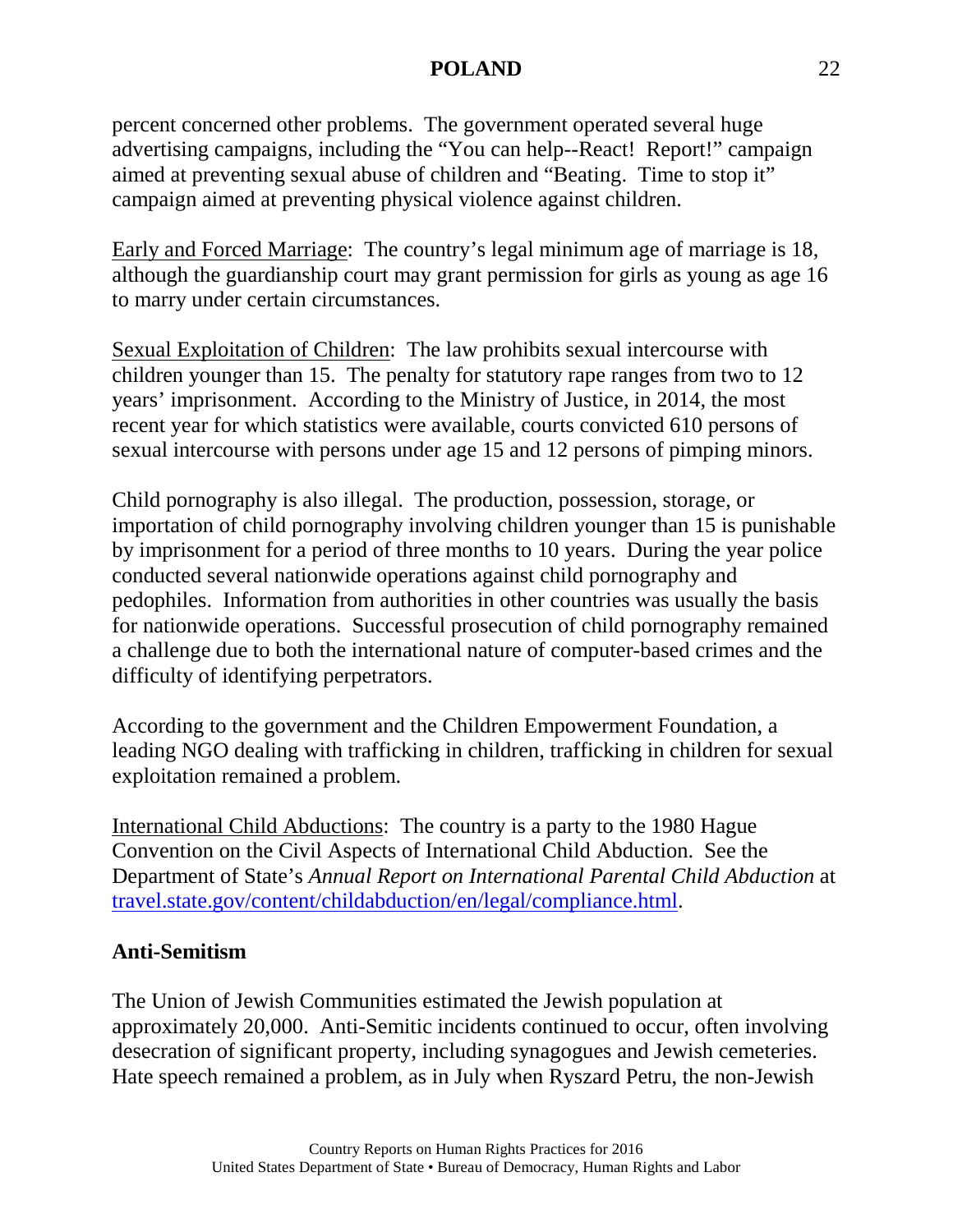percent concerned other problems. The government operated several huge advertising campaigns, including the "You can help--React! Report!" campaign aimed at preventing sexual abuse of children and "Beating. Time to stop it" campaign aimed at preventing physical violence against children.

Early and Forced Marriage: The country's legal minimum age of marriage is 18, although the guardianship court may grant permission for girls as young as age 16 to marry under certain circumstances.

Sexual Exploitation of Children: The law prohibits sexual intercourse with children younger than 15. The penalty for statutory rape ranges from two to 12 years' imprisonment. According to the Ministry of Justice, in 2014, the most recent year for which statistics were available, courts convicted 610 persons of sexual intercourse with persons under age 15 and 12 persons of pimping minors.

Child pornography is also illegal. The production, possession, storage, or importation of child pornography involving children younger than 15 is punishable by imprisonment for a period of three months to 10 years. During the year police conducted several nationwide operations against child pornography and pedophiles. Information from authorities in other countries was usually the basis for nationwide operations. Successful prosecution of child pornography remained a challenge due to both the international nature of computer-based crimes and the difficulty of identifying perpetrators.

According to the government and the Children Empowerment Foundation, a leading NGO dealing with trafficking in children, trafficking in children for sexual exploitation remained a problem.

International Child Abductions: The country is a party to the 1980 Hague Convention on the Civil Aspects of International Child Abduction. See the Department of State's *Annual Report on International Parental Child Abduction* at travel.state.gov/content/childabduction/en/legal/compliance.html.

**Anti-Semitism**

The Union of Jewish Communities estimated the Jewish population at approximately 20,000. Anti-Semitic incidents continued to occur, often involving desecration of significant property, including synagogues and Jewish cemeteries. Hate speech remained a problem, as in July when Ryszard Petru, the non-Jewish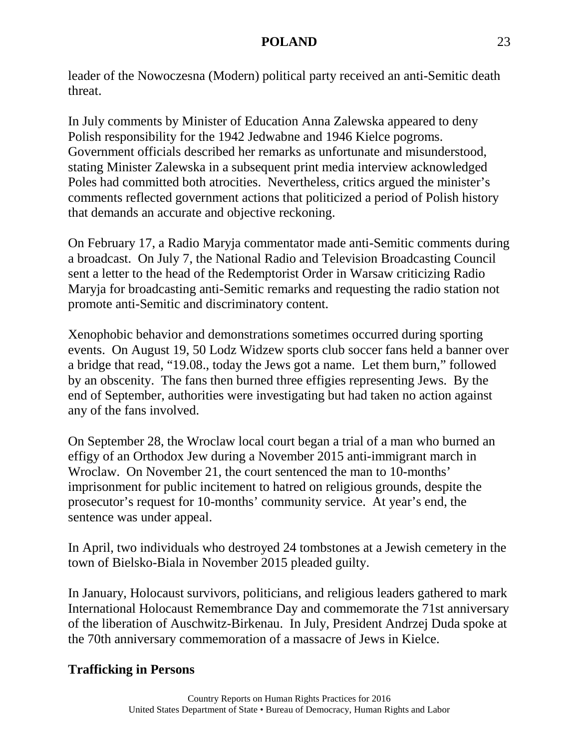leader of the Nowoczesna (Modern) political party received an anti-Semitic death threat.

In July comments by Minister of Education Anna Zalewska appeared to deny Polish responsibility for the 1942 Jedwabne and 1946 Kielce pogroms. Government officials described her remarks as unfortunate and misunderstood, stating Minister Zalewska in a subsequent print media interview acknowledged Poles had committed both atrocities. Nevertheless, critics argued the minister's comments reflected government actions that politicized a period of Polish history that demands an accurate and objective reckoning.

On February 17, a Radio Maryja commentator made anti-Semitic comments during a broadcast. On July 7, the National Radio and Television Broadcasting Council sent a letter to the head of the Redemptorist Order in Warsaw criticizing Radio Maryja for broadcasting anti-Semitic remarks and requesting the radio station not promote anti-Semitic and discriminatory content.

Xenophobic behavior and demonstrations sometimes occurred during sporting events. On August 19, 50 Lodz Widzew sports club soccer fans held a banner over a bridge that read, "19.08., today the Jews got a name. Let them burn," followed by an obscenity. The fans then burned three effigies representing Jews. By the end of September, authorities were investigating but had taken no action against any of the fans involved.

On September 28, the Wroclaw local court began a trial of a man who burned an effigy of an Orthodox Jew during a November 2015 anti-immigrant march in Wroclaw. On November 21, the court sentenced the man to 10-months' imprisonment for public incitement to hatred on religious grounds, despite the prosecutor's request for 10-months' community service. At year's end, the sentence was under appeal.

In April, two individuals who destroyed 24 tombstones at a Jewish cemetery in the town of Bielsko-Biala in November 2015 pleaded guilty.

In January, Holocaust survivors, politicians, and religious leaders gathered to mark International Holocaust Remembrance Day and commemorate the 71st anniversary of the liberation of Auschwitz-Birkenau. In July, President Andrzej Duda spoke at the 70th anniversary commemoration of a massacre of Jews in Kielce.

## Trafficking in Persons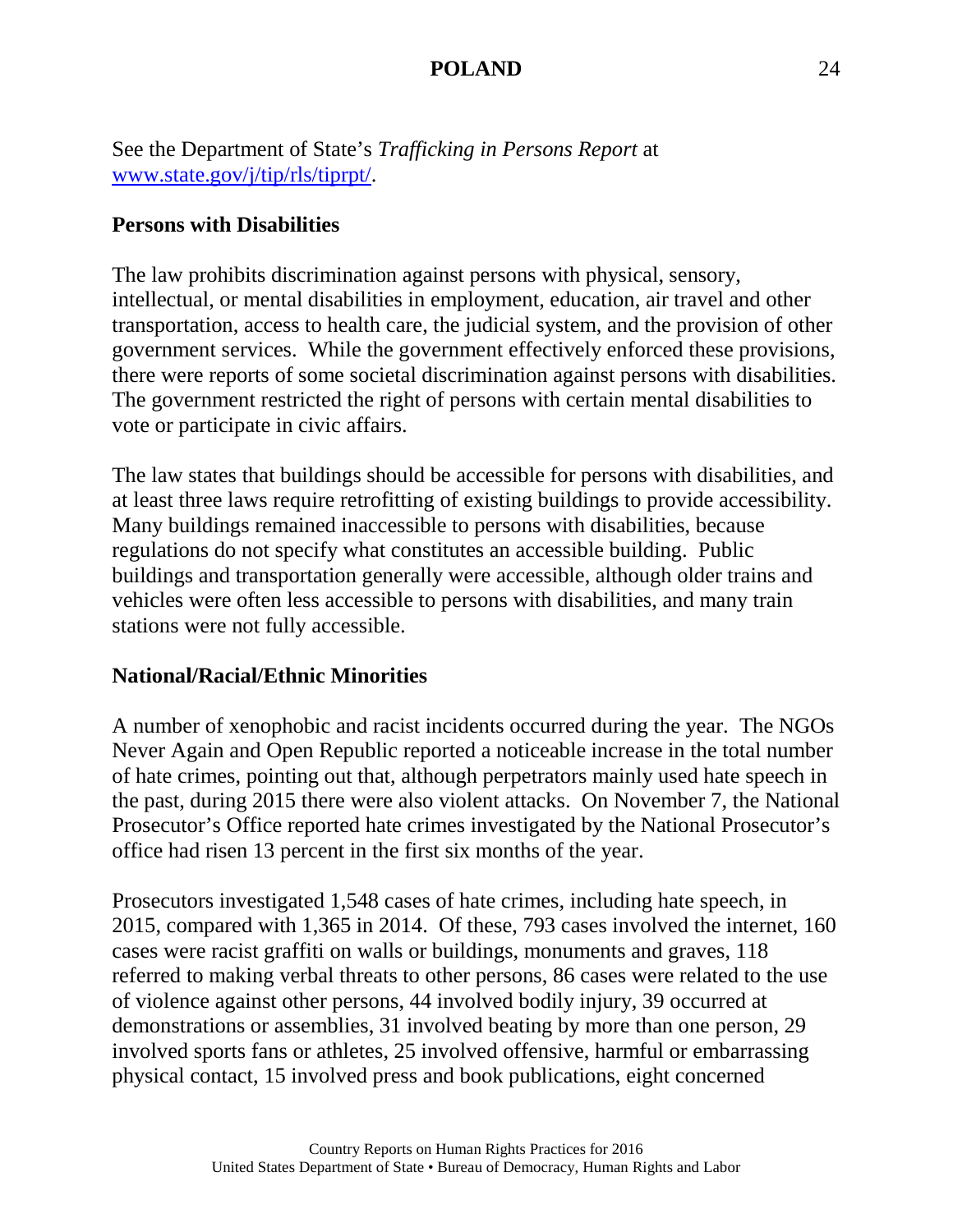See the Department of State's *Trafficking in Persons Report* at [www.state.gov/j/tip/rls/tiprpt/](www.state.gov/j/tip/rls/tiprpt/).

**Persons with Disabilities**

The law prohibits discrimination against persons with physical, sensory, intellectual, or mental disabilities in employment, education, air travel and other transportation, access to health care, the judicial system, and the provision of other government services. While the government effectively enforced these provisions, there were reports of some societal discrimination against persons with disabilities. The government restricted the right of persons with certain mental disabilities to vote or participate in civic affairs.

The law states that buildings should be accessible for persons with disabilities, and at least three laws require retrofitting of existing buildings to provide accessibility. Many buildings remained inaccessible to persons with disabilities, because regulations do not specify what constitutes an accessible building. Public buildings and transportation generally were accessible, although older trains and vehicles were often less accessible to persons with disabilities, and many train stations were not fully accessible.

**National/Racial/Ethnic Minorities**

A number of xenophobic and racist incidents occurred during the year. The NGOs Never Again and Open Republic reported a noticeable increase in the total number of hate crimes, pointing out that, although perpetrators mainly used hate speech in the past, during 2015 there were also violent attacks. On November 7, the National Prosecutor's Office reported hate crimes investigated by the National Prosecutor's office had risen 13 percent in the first six months of the year.

Prosecutors investigated 1,548 cases of hate crimes, including hate speech, in 2015, compared with 1,365 in 2014. Of these, 793 cases involved the internet, 160 cases were racist graffiti on walls or buildings, monuments and graves, 118 referred to making verbal threats to other persons, 86 cases were related to the use of violence against other persons, 44 involved bodily injury, 39 occurred at demonstrations or assemblies, 31 involved beating by more than one person, 29 involved sports fans or athletes, 25 involved offensive, harmful or embarrassing physical contact, 15 involved press and book publications, eight concerned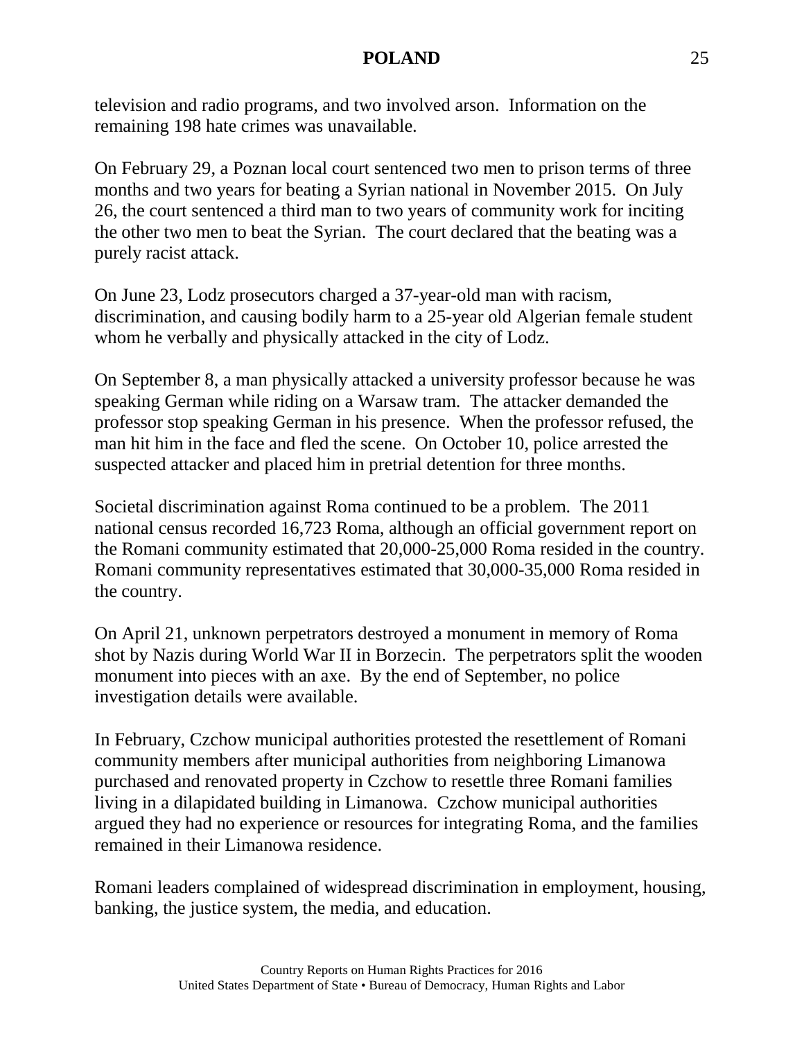television and radio programs, and two involved arson. Information on the remaining 198 hate crimes was unavailable.

On February 29, a Poznan local court sentenced two men to prison terms of three months and two years for beating a Syrian national in November 2015. On July 26, the court sentenced a third man to two years of community work for inciting the other two men to beat the Syrian. The court declared that the beating was a purely racist attack.

On June 23, Lodz prosecutors charged a 37-year-old man with racism, discrimination, and causing bodily harm to a 25-year old Algerian female student whom he verbally and physically attacked in the city of Lodz.

On September 8, a man physically attacked a university professor because he was speaking German while riding on a Warsaw tram. The attacker demanded the professor stop speaking German in his presence. When the professor refused, the man hit him in the face and fled the scene. On October 10, police arrested the suspected attacker and placed him in pretrial detention for three months.

Societal discrimination against Roma continued to be a problem. The 2011 national census recorded 16,723 Roma, although an official government report on the Romani community estimated that 20,000-25,000 Roma resided in the country. Romani community representatives estimated that 30,000-35,000 Roma resided in the country.

On April 21, unknown perpetrators destroyed a monument in memory of Roma shot by Nazis during World War II in Borzecin. The perpetrators split the wooden monument into pieces with an axe. By the end of September, no police investigation details were available.

In February, Czchow municipal authorities protested the resettlement of Romani community members after municipal authorities from neighboring Limanowa purchased and renovated property in Czchow to resettle three Romani families living in a dilapidated building in Limanowa. Czchow municipal authorities argued they had no experience or resources for integrating Roma, and the families remained in their Limanowa residence.

Romani leaders complained of widespread discrimination in employment, housing, banking, the justice system, the media, and education.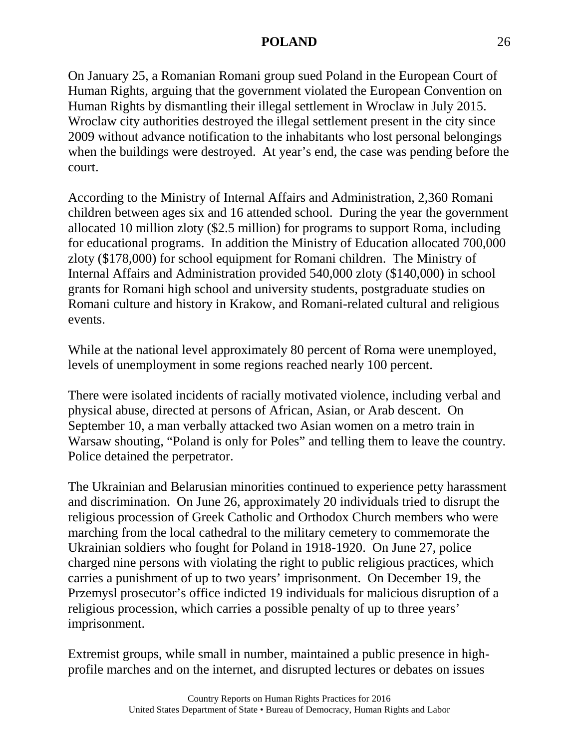On January 25, a Romanian Romani group sued Poland in the European Court of Human Rights, arguing that the government violated the European Convention on Human Rights by dismantling their illegal settlement in Wroclaw in July 2015. Wroclaw city authorities destroyed the illegal settlement present in the city since 2009 without advance notification to the inhabitants who lost personal belongings when the buildings were destroyed. At year's end, the case was pending before the court.

According to the Ministry of Internal Affairs and Administration, 2,360 Romani children between ages six and 16 attended school. During the year the government allocated 10 million zloty ($2.5 million) for programs to support Roma, including for educational programs. In addition the Ministry of Education allocated 700,000 zloty ($178,000) for school equipment for Romani children. The Ministry of Internal Affairs and Administration provided 540,000 zloty ($140,000) in school grants for Romani high school and university students, postgraduate studies on Romani culture and history in Krakow, and Romani-related cultural and religious events.

While at the national level approximately 80 percent of Roma were unemployed, levels of unemployment in some regions reached nearly 100 percent.

There were isolated incidents of racially motivated violence, including verbal and physical abuse, directed at persons of African, Asian, or Arab descent. On September 10, a man verbally attacked two Asian women on a metro train in Warsaw shouting, "Poland is only for Poles" and telling them to leave the country. Police detained the perpetrator.

The Ukrainian and Belarusian minorities continued to experience petty harassment and discrimination. On June 26, approximately 20 individuals tried to disrupt the religious procession of Greek Catholic and Orthodox Church members who were marching from the local cathedral to the military cemetery to commemorate the Ukrainian soldiers who fought for Poland in 1918-1920. On June 27, police charged nine persons with violating the right to public religious practices, which carries a punishment of up to two years' imprisonment. On December 19, the Przemysl prosecutor's office indicted 19 individuals for malicious disruption of a religious procession, which carries a possible penalty of up to three years' imprisonment.

Extremist groups, while small in number, maintained a public presence in high-profile marches and on the internet, and disrupted lectures or debates on issues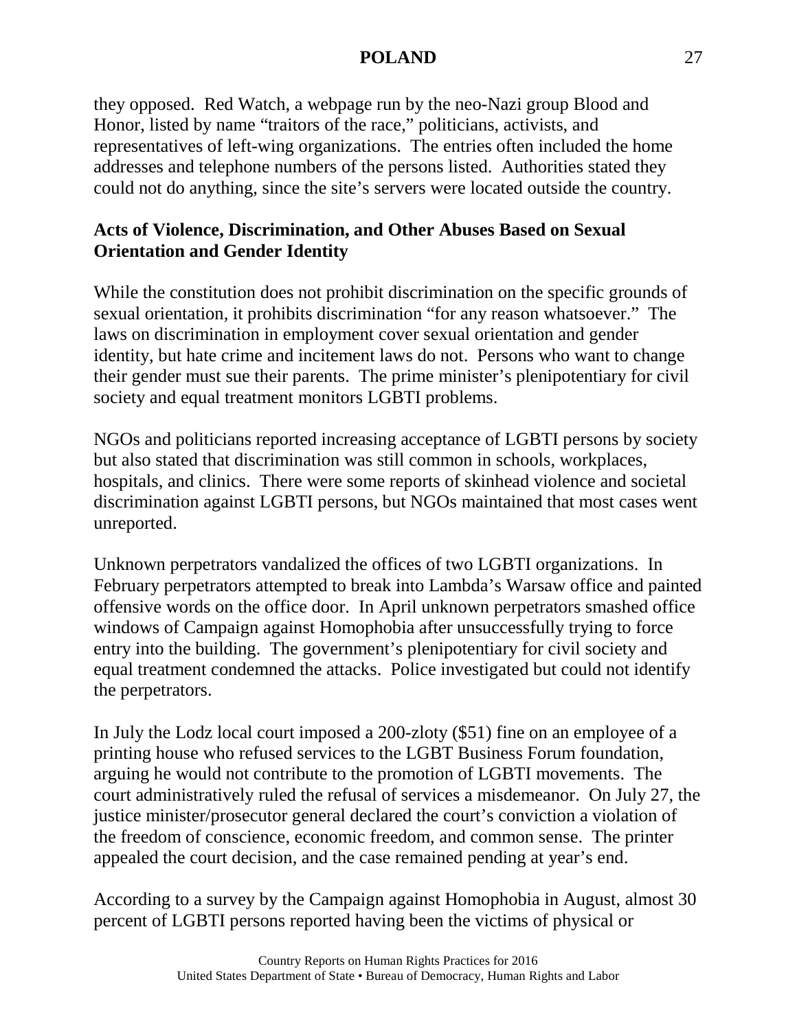they opposed. Red Watch, a webpage run by the neo-Nazi group Blood and Honor, listed by name "traitors of the race," politicians, activists, and representatives of left-wing organizations. The entries often included the home addresses and telephone numbers of the persons listed. Authorities stated they could not do anything, since the site's servers were located outside the country.

**Acts of Violence, Discrimination, and Other Abuses Based on Sexual Orientation and Gender Identity**

While the constitution does not prohibit discrimination on the specific grounds of sexual orientation, it prohibits discrimination "for any reason whatsoever." The laws on discrimination in employment cover sexual orientation and gender identity, but hate crime and incitement laws do not. Persons who want to change their gender must sue their parents. The prime minister's plenipotentiary for civil society and equal treatment monitors LGBTI problems.

NGOs and politicians reported increasing acceptance of LGBTI persons by society but also stated that discrimination was still common in schools, workplaces, hospitals, and clinics. There were some reports of skinhead violence and societal discrimination against LGBTI persons, but NGOs maintained that most cases went unreported.

Unknown perpetrators vandalized the offices of two LGBTI organizations. In February perpetrators attempted to break into Lambda's Warsaw office and painted offensive words on the office door. In April unknown perpetrators smashed office windows of Campaign against Homophobia after unsuccessfully trying to force entry into the building. The government's plenipotentiary for civil society and equal treatment condemned the attacks. Police investigated but could not identify the perpetrators.

In July the Lodz local court imposed a 200-zloty ($51) fine on an employee of a printing house who refused services to the LGBT Business Forum foundation, arguing he would not contribute to the promotion of LGBTI movements. The court administratively ruled the refusal of services a misdemeanor. On July 27, the justice minister/prosecutor general declared the court's conviction a violation of the freedom of conscience, economic freedom, and common sense. The printer appealed the court decision, and the case remained pending at year's end.

According to a survey by the Campaign against Homophobia in August, almost 30 percent of LGBTI persons reported having been the victims of physical or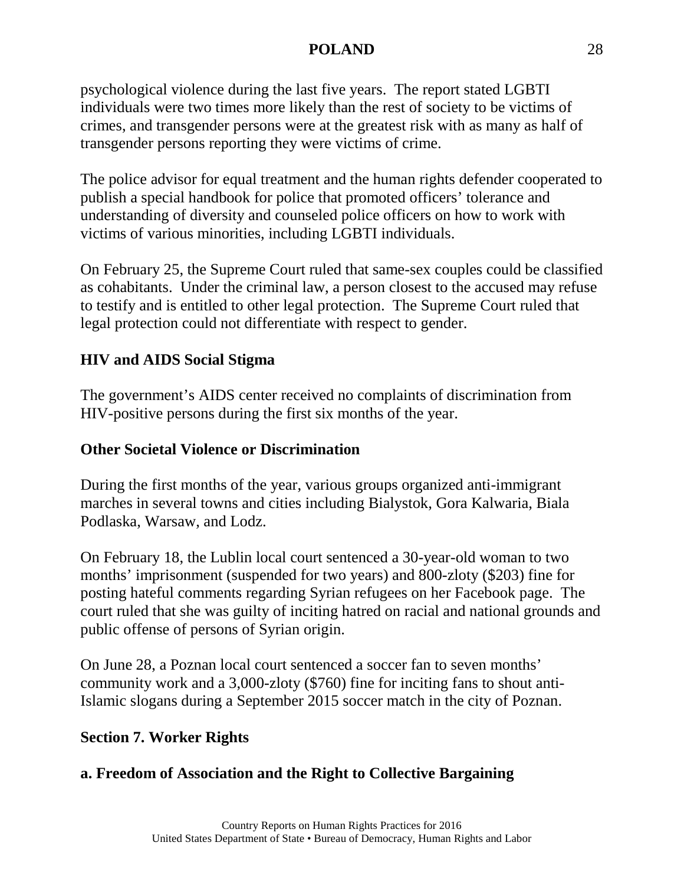psychological violence during the last five years. The report stated LGBTI individuals were two times more likely than the rest of society to be victims of crimes, and transgender persons were at the greatest risk with as many as half of transgender persons reporting they were victims of crime.

The police advisor for equal treatment and the human rights defender cooperated to publish a special handbook for police that promoted officers' tolerance and understanding of diversity and counseled police officers on how to work with victims of various minorities, including LGBTI individuals.

On February 25, the Supreme Court ruled that same-sex couples could be classified as cohabitants. Under the criminal law, a person closest to the accused may refuse to testify and is entitled to other legal protection. The Supreme Court ruled that legal protection could not differentiate with respect to gender.

**HIV and AIDS Social Stigma**

The government's AIDS center received no complaints of discrimination from HIV-positive persons during the first six months of the year.

**Other Societal Violence or Discrimination**

During the first months of the year, various groups organized anti-immigrant marches in several towns and cities including Bialystok, Gora Kalwaria, Biala Podlaska, Warsaw, and Lodz.

On February 18, the Lublin local court sentenced a 30-year-old woman to two months' imprisonment (suspended for two years) and 800-zloty ($203) fine for posting hateful comments regarding Syrian refugees on her Facebook page. The court ruled that she was guilty of inciting hatred on racial and national grounds and public offense of persons of Syrian origin.

On June 28, a Poznan local court sentenced a soccer fan to seven months' community work and a 3,000-zloty ($760) fine for inciting fans to shout anti-Islamic slogans during a September 2015 soccer match in the city of Poznan.

## Section 7. Worker Rights

### a. Freedom of Association and the Right to Collective Bargaining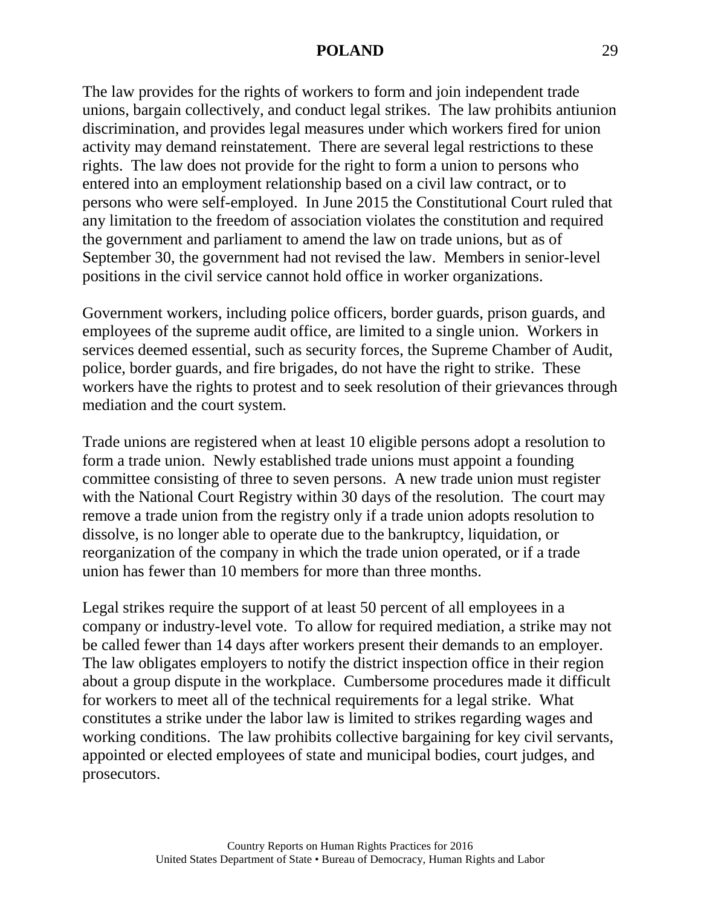The law provides for the rights of workers to form and join independent trade unions, bargain collectively, and conduct legal strikes. The law prohibits antiunion discrimination, and provides legal measures under which workers fired for union activity may demand reinstatement. There are several legal restrictions to these rights. The law does not provide for the right to form a union to persons who entered into an employment relationship based on a civil law contract, or to persons who were self-employed. In June 2015 the Constitutional Court ruled that any limitation to the freedom of association violates the constitution and required the government and parliament to amend the law on trade unions, but as of September 30, the government had not revised the law. Members in senior-level positions in the civil service cannot hold office in worker organizations.

Government workers, including police officers, border guards, prison guards, and employees of the supreme audit office, are limited to a single union. Workers in services deemed essential, such as security forces, the Supreme Chamber of Audit, police, border guards, and fire brigades, do not have the right to strike. These workers have the rights to protest and to seek resolution of their grievances through mediation and the court system.

Trade unions are registered when at least 10 eligible persons adopt a resolution to form a trade union. Newly established trade unions must appoint a founding committee consisting of three to seven persons. A new trade union must register with the National Court Registry within 30 days of the resolution. The court may remove a trade union from the registry only if a trade union adopts resolution to dissolve, is no longer able to operate due to the bankruptcy, liquidation, or reorganization of the company in which the trade union operated, or if a trade union has fewer than 10 members for more than three months.

Legal strikes require the support of at least 50 percent of all employees in a company or industry-level vote. To allow for required mediation, a strike may not be called fewer than 14 days after workers present their demands to an employer. The law obligates employers to notify the district inspection office in their region about a group dispute in the workplace. Cumbersome procedures made it difficult for workers to meet all of the technical requirements for a legal strike. What constitutes a strike under the labor law is limited to strikes regarding wages and working conditions. The law prohibits collective bargaining for key civil servants, appointed or elected employees of state and municipal bodies, court judges, and prosecutors.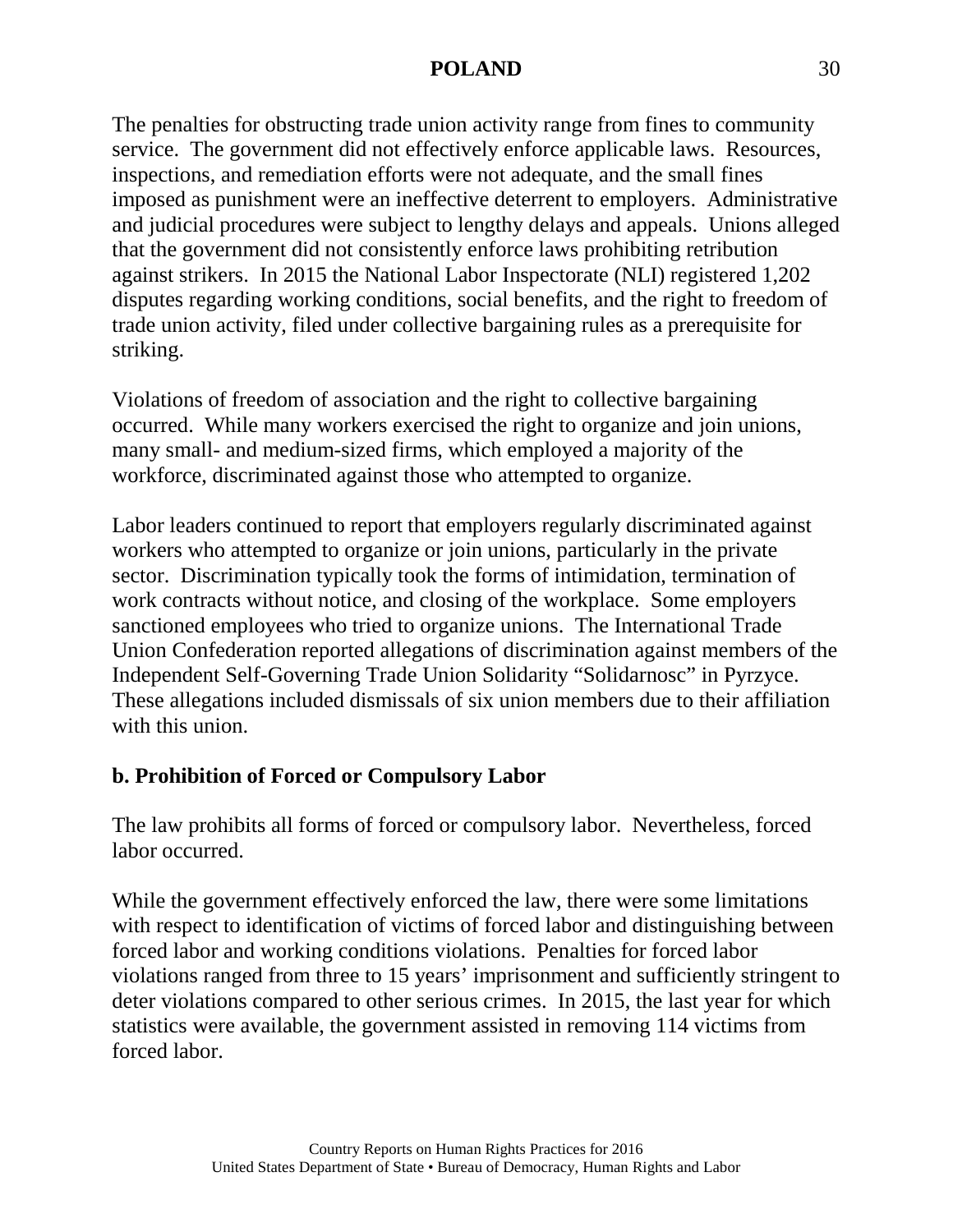The penalties for obstructing trade union activity range from fines to community service. The government did not effectively enforce applicable laws. Resources, inspections, and remediation efforts were not adequate, and the small fines imposed as punishment were an ineffective deterrent to employers. Administrative and judicial procedures were subject to lengthy delays and appeals. Unions alleged that the government did not consistently enforce laws prohibiting retribution against strikers. In 2015 the National Labor Inspectorate (NLI) registered 1,202 disputes regarding working conditions, social benefits, and the right to freedom of trade union activity, filed under collective bargaining rules as a prerequisite for striking.

Violations of freedom of association and the right to collective bargaining occurred. While many workers exercised the right to organize and join unions, many small- and medium-sized firms, which employed a majority of the workforce, discriminated against those who attempted to organize.

Labor leaders continued to report that employers regularly discriminated against workers who attempted to organize or join unions, particularly in the private sector. Discrimination typically took the forms of intimidation, termination of work contracts without notice, and closing of the workplace. Some employers sanctioned employees who tried to organize unions. The International Trade Union Confederation reported allegations of discrimination against members of the Independent Self-Governing Trade Union Solidarity "Solidarnosc" in Pyrzyce. These allegations included dismissals of six union members due to their affiliation with this union.

## b. Prohibition of Forced or Compulsory Labor

The law prohibits all forms of forced or compulsory labor. Nevertheless, forced labor occurred.

While the government effectively enforced the law, there were some limitations with respect to identification of victims of forced labor and distinguishing between forced labor and working conditions violations. Penalties for forced labor violations ranged from three to 15 years' imprisonment and sufficiently stringent to deter violations compared to other serious crimes. In 2015, the last year for which statistics were available, the government assisted in removing 114 victims from forced labor.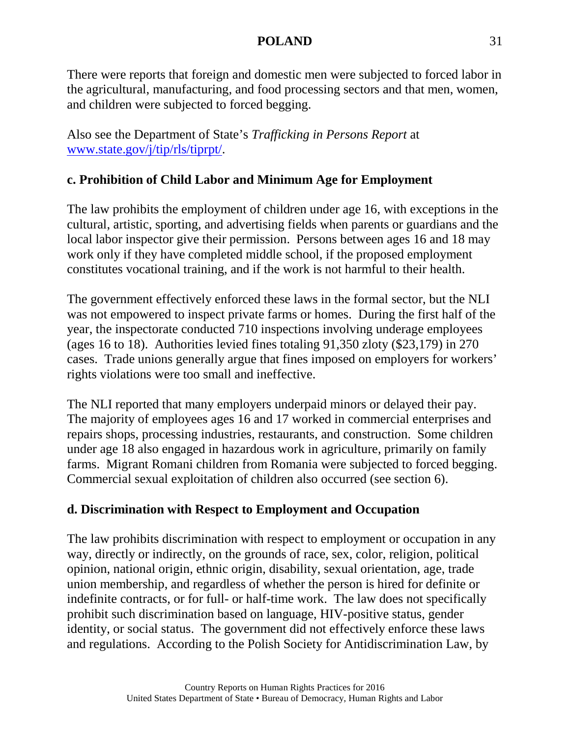There were reports that foreign and domestic men were subjected to forced labor in the agricultural, manufacturing, and food processing sectors and that men, women, and children were subjected to forced begging.

Also see the Department of State's *Trafficking in Persons Report* at [www.state.gov/j/tip/rls/tiprpt/](www.state.gov/j/tip/rls/tiprpt/).

## c. Prohibition of Child Labor and Minimum Age for Employment

The law prohibits the employment of children under age 16, with exceptions in the cultural, artistic, sporting, and advertising fields when parents or guardians and the local labor inspector give their permission. Persons between ages 16 and 18 may work only if they have completed middle school, if the proposed employment constitutes vocational training, and if the work is not harmful to their health.

The government effectively enforced these laws in the formal sector, but the NLI was not empowered to inspect private farms or homes. During the first half of the year, the inspectorate conducted 710 inspections involving underage employees (ages 16 to 18). Authorities levied fines totaling 91,350 zloty ($23,179) in 270 cases. Trade unions generally argue that fines imposed on employers for workers' rights violations were too small and ineffective.

The NLI reported that many employers underpaid minors or delayed their pay. The majority of employees ages 16 and 17 worked in commercial enterprises and repairs shops, processing industries, restaurants, and construction. Some children under age 18 also engaged in hazardous work in agriculture, primarily on family farms. Migrant Romani children from Romania were subjected to forced begging. Commercial sexual exploitation of children also occurred (see section 6).

## d. Discrimination with Respect to Employment and Occupation

The law prohibits discrimination with respect to employment or occupation in any way, directly or indirectly, on the grounds of race, sex, color, religion, political opinion, national origin, ethnic origin, disability, sexual orientation, age, trade union membership, and regardless of whether the person is hired for definite or indefinite contracts, or for full- or half-time work. The law does not specifically prohibit such discrimination based on language, HIV-positive status, gender identity, or social status. The government did not effectively enforce these laws and regulations. According to the Polish Society for Antidiscrimination Law, by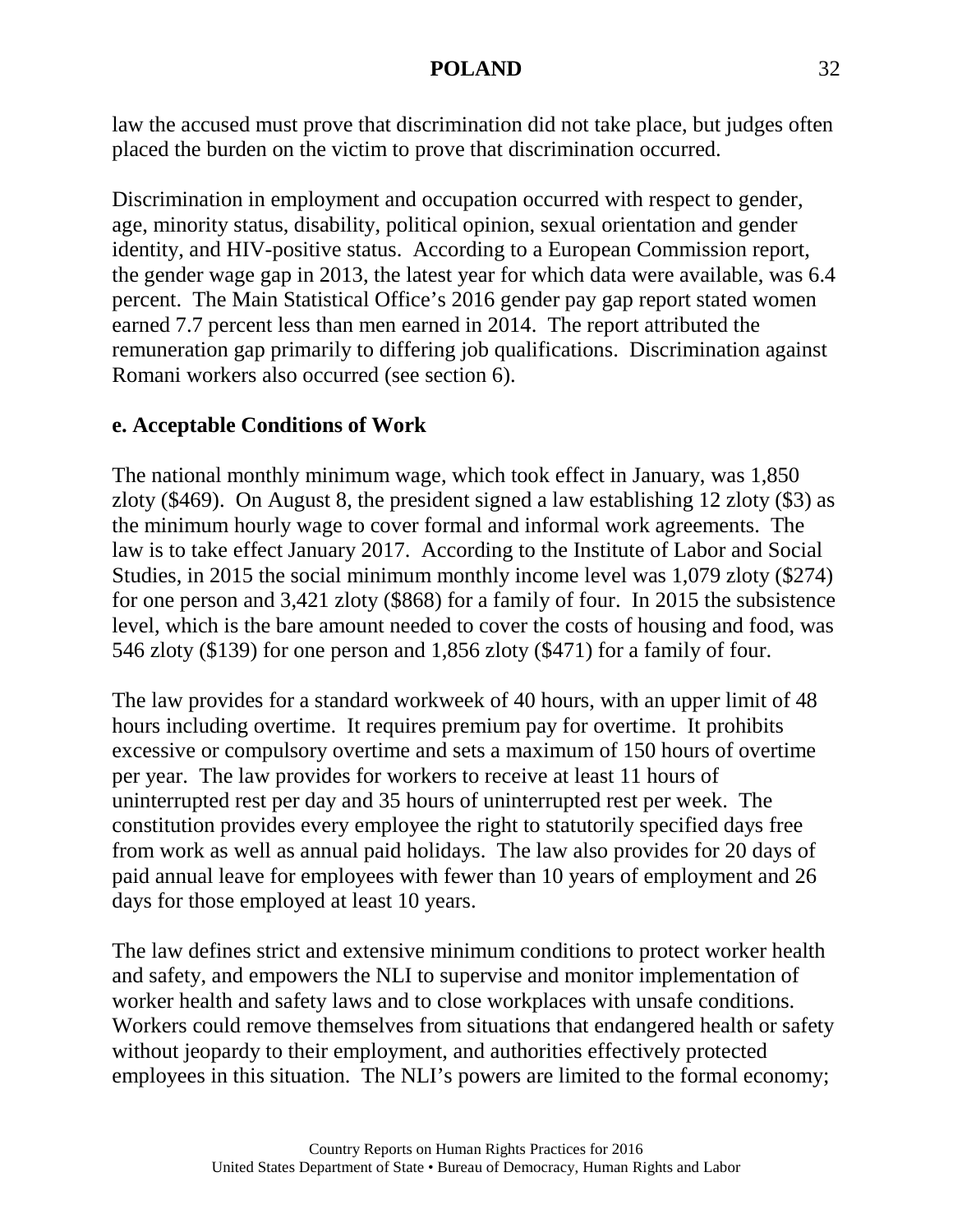law the accused must prove that discrimination did not take place, but judges often placed the burden on the victim to prove that discrimination occurred.

Discrimination in employment and occupation occurred with respect to gender, age, minority status, disability, political opinion, sexual orientation and gender identity, and HIV-positive status. According to a European Commission report, the gender wage gap in 2013, the latest year for which data were available, was 6.4 percent. The Main Statistical Office's 2016 gender pay gap report stated women earned 7.7 percent less than men earned in 2014. The report attributed the remuneration gap primarily to differing job qualifications. Discrimination against Romani workers also occurred (see section 6).

**e. Acceptable Conditions of Work**

The national monthly minimum wage, which took effect in January, was 1,850 zloty ($469). On August 8, the president signed a law establishing 12 zloty ($3) as the minimum hourly wage to cover formal and informal work agreements. The law is to take effect January 2017. According to the Institute of Labor and Social Studies, in 2015 the social minimum monthly income level was 1,079 zloty ($274) for one person and 3,421 zloty ($868) for a family of four. In 2015 the subsistence level, which is the bare amount needed to cover the costs of housing and food, was 546 zloty ($139) for one person and 1,856 zloty ($471) for a family of four.

The law provides for a standard workweek of 40 hours, with an upper limit of 48 hours including overtime. It requires premium pay for overtime. It prohibits excessive or compulsory overtime and sets a maximum of 150 hours of overtime per year. The law provides for workers to receive at least 11 hours of uninterrupted rest per day and 35 hours of uninterrupted rest per week. The constitution provides every employee the right to statutorily specified days free from work as well as annual paid holidays. The law also provides for 20 days of paid annual leave for employees with fewer than 10 years of employment and 26 days for those employed at least 10 years.

The law defines strict and extensive minimum conditions to protect worker health and safety, and empowers the NLI to supervise and monitor implementation of worker health and safety laws and to close workplaces with unsafe conditions. Workers could remove themselves from situations that endangered health or safety without jeopardy to their employment, and authorities effectively protected employees in this situation. The NLI's powers are limited to the formal economy;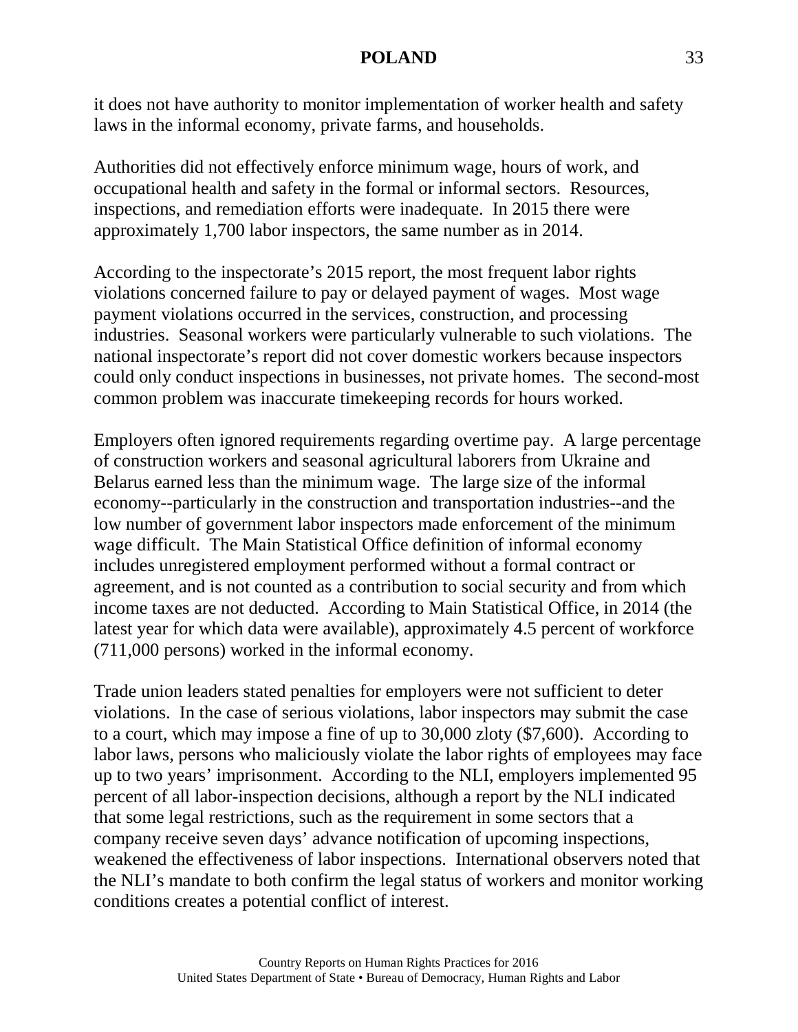it does not have authority to monitor implementation of worker health and safety laws in the informal economy, private farms, and households.

Authorities did not effectively enforce minimum wage, hours of work, and occupational health and safety in the formal or informal sectors. Resources, inspections, and remediation efforts were inadequate. In 2015 there were approximately 1,700 labor inspectors, the same number as in 2014.

According to the inspectorate's 2015 report, the most frequent labor rights violations concerned failure to pay or delayed payment of wages. Most wage payment violations occurred in the services, construction, and processing industries. Seasonal workers were particularly vulnerable to such violations. The national inspectorate's report did not cover domestic workers because inspectors could only conduct inspections in businesses, not private homes. The second-most common problem was inaccurate timekeeping records for hours worked.

Employers often ignored requirements regarding overtime pay. A large percentage of construction workers and seasonal agricultural laborers from Ukraine and Belarus earned less than the minimum wage. The large size of the informal economy--particularly in the construction and transportation industries--and the low number of government labor inspectors made enforcement of the minimum wage difficult. The Main Statistical Office definition of informal economy includes unregistered employment performed without a formal contract or agreement, and is not counted as a contribution to social security and from which income taxes are not deducted. According to Main Statistical Office, in 2014 (the latest year for which data were available), approximately 4.5 percent of workforce (711,000 persons) worked in the informal economy.

Trade union leaders stated penalties for employers were not sufficient to deter violations. In the case of serious violations, labor inspectors may submit the case to a court, which may impose a fine of up to 30,000 zloty ($7,600). According to labor laws, persons who maliciously violate the labor rights of employees may face up to two years' imprisonment. According to the NLI, employers implemented 95 percent of all labor-inspection decisions, although a report by the NLI indicated that some legal restrictions, such as the requirement in some sectors that a company receive seven days' advance notification of upcoming inspections, weakened the effectiveness of labor inspections. International observers noted that the NLI's mandate to both confirm the legal status of workers and monitor working conditions creates a potential conflict of interest.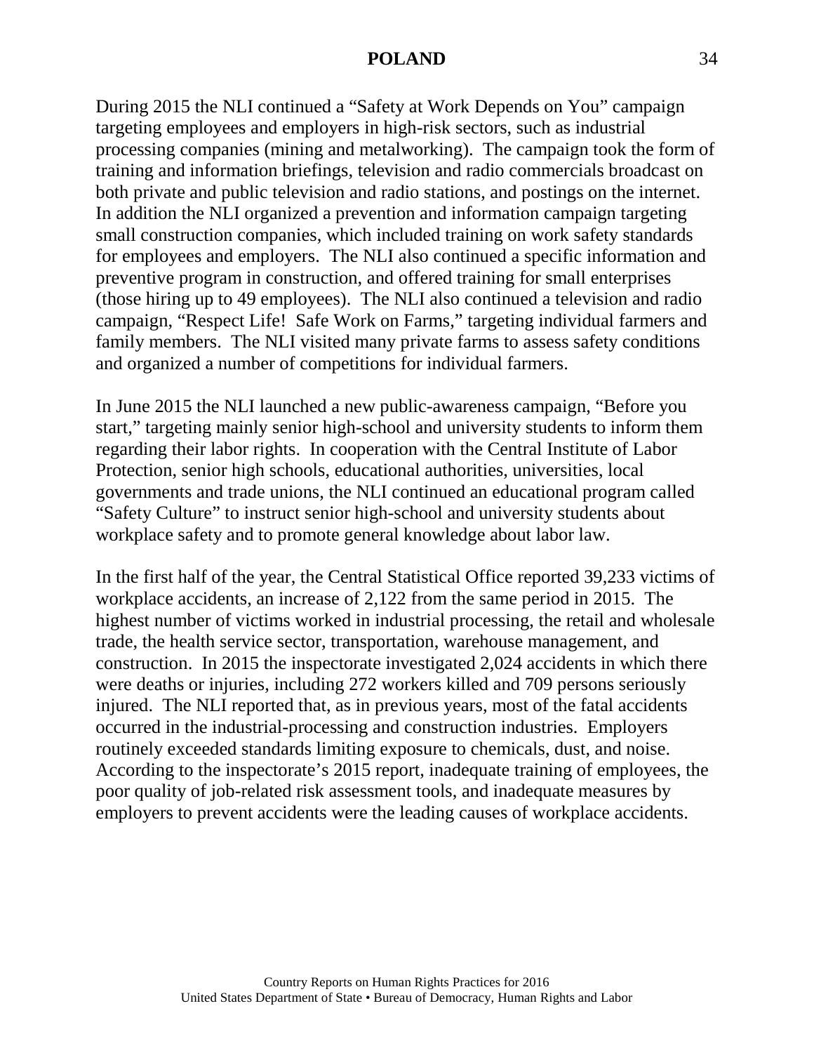During 2015 the NLI continued a "Safety at Work Depends on You" campaign targeting employees and employers in high-risk sectors, such as industrial processing companies (mining and metalworking). The campaign took the form of training and information briefings, television and radio commercials broadcast on both private and public television and radio stations, and postings on the internet. In addition the NLI organized a prevention and information campaign targeting small construction companies, which included training on work safety standards for employees and employers. The NLI also continued a specific information and preventive program in construction, and offered training for small enterprises (those hiring up to 49 employees). The NLI also continued a television and radio campaign, "Respect Life! Safe Work on Farms," targeting individual farmers and family members. The NLI visited many private farms to assess safety conditions and organized a number of competitions for individual farmers.

In June 2015 the NLI launched a new public-awareness campaign, "Before you start," targeting mainly senior high-school and university students to inform them regarding their labor rights. In cooperation with the Central Institute of Labor Protection, senior high schools, educational authorities, universities, local governments and trade unions, the NLI continued an educational program called "Safety Culture" to instruct senior high-school and university students about workplace safety and to promote general knowledge about labor law.

In the first half of the year, the Central Statistical Office reported 39,233 victims of workplace accidents, an increase of 2,122 from the same period in 2015. The highest number of victims worked in industrial processing, the retail and wholesale trade, the health service sector, transportation, warehouse management, and construction. In 2015 the inspectorate investigated 2,024 accidents in which there were deaths or injuries, including 272 workers killed and 709 persons seriously injured. The NLI reported that, as in previous years, most of the fatal accidents occurred in the industrial-processing and construction industries. Employers routinely exceeded standards limiting exposure to chemicals, dust, and noise. According to the inspectorate's 2015 report, inadequate training of employees, the poor quality of job-related risk assessment tools, and inadequate measures by employers to prevent accidents were the leading causes of workplace accidents.